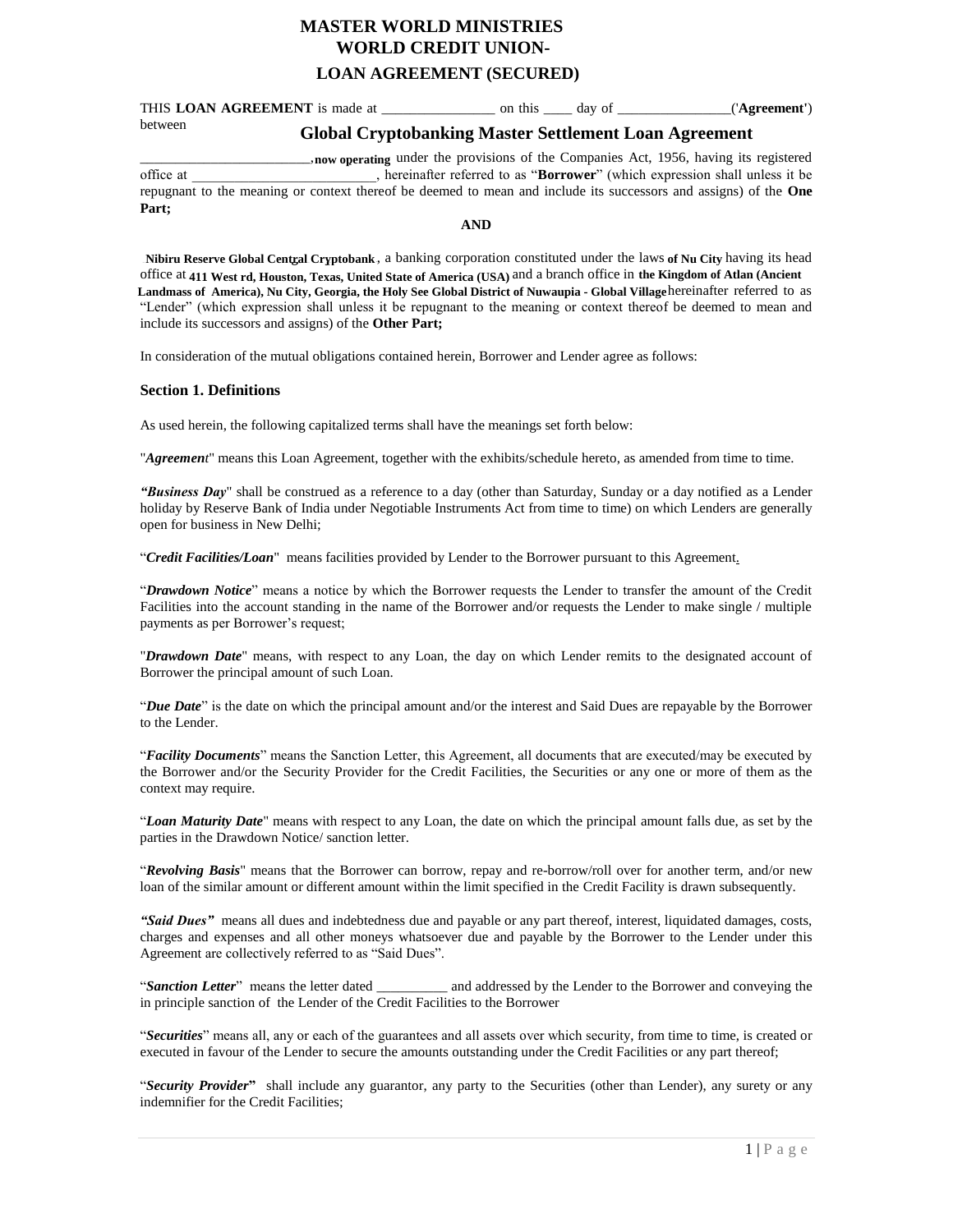# MASTER WORLD MINISTRIES
## WORLD CREDIT UNION-
## LOAN AGREEMENT (SECURED)

THIS **LOAN AGREEMENT** is made at ________________ on this ____ day of ________________('**Agreement**') between

## Global Cryptobanking Master Settlement Loan Agreement

________________________, **now operating** under the provisions of the Companies Act, 1956, having its registered office at __________________________, hereinafter referred to as "**Borrower**" (which expression shall unless it be repugnant to the meaning or context thereof be deemed to mean and include its successors and assigns) of the **One Part;**

**AND**

**Nibiru Reserve Global Central Cryptobank** , a banking corporation constituted under the laws **of Nu City** having its head office at **411 West rd, Houston, Texas, United State of America (USA)** and a branch office in **the Kingdom of Atlan (Ancient Landmass of America), Nu City, Georgia, the Holy See Global District of Nuwaupia - Global Village** hereinafter referred to as "Lender" (which expression shall unless it be repugnant to the meaning or context thereof be deemed to mean and include its successors and assigns) of the **Other Part;**

In consideration of the mutual obligations contained herein, Borrower and Lender agree as follows:

### Section 1. Definitions

As used herein, the following capitalized terms shall have the meanings set forth below:

"***Agreement***" means this Loan Agreement, together with the exhibits/schedule hereto, as amended from time to time.

***"Business Day***" shall be construed as a reference to a day (other than Saturday, Sunday or a day notified as a Lender holiday by Reserve Bank of India under Negotiable Instruments Act from time to time) on which Lenders are generally open for business in New Delhi;

"***Credit Facilities/Loan***" means facilities provided by Lender to the Borrower pursuant to this Agreement.

"***Drawdown Notice***" means a notice by which the Borrower requests the Lender to transfer the amount of the Credit Facilities into the account standing in the name of the Borrower and/or requests the Lender to make single / multiple payments as per Borrower's request;

"***Drawdown Date***" means, with respect to any Loan, the day on which Lender remits to the designated account of Borrower the principal amount of such Loan.

"***Due Date***" is the date on which the principal amount and/or the interest and Said Dues are repayable by the Borrower to the Lender.

"***Facility Documents***" means the Sanction Letter, this Agreement, all documents that are executed/may be executed by the Borrower and/or the Security Provider for the Credit Facilities, the Securities or any one or more of them as the context may require.

"***Loan Maturity Date***" means with respect to any Loan, the date on which the principal amount falls due, as set by the parties in the Drawdown Notice/ sanction letter.

"***Revolving Basis***" means that the Borrower can borrow, repay and re-borrow/roll over for another term, and/or new loan of the similar amount or different amount within the limit specified in the Credit Facility is drawn subsequently.

***"Said Dues"*** means all dues and indebtedness due and payable or any part thereof, interest, liquidated damages, costs, charges and expenses and all other moneys whatsoever due and payable by the Borrower to the Lender under this Agreement are collectively referred to as "Said Dues".

"***Sanction Letter***" means the letter dated __________ and addressed by the Lender to the Borrower and conveying the in principle sanction of the Lender of the Credit Facilities to the Borrower

"***Securities***" means all, any or each of the guarantees and all assets over which security, from time to time, is created or executed in favour of the Lender to secure the amounts outstanding under the Credit Facilities or any part thereof;

"***Security Provider*"** shall include any guarantor, any party to the Securities (other than Lender), any surety or any indemnifier for the Credit Facilities;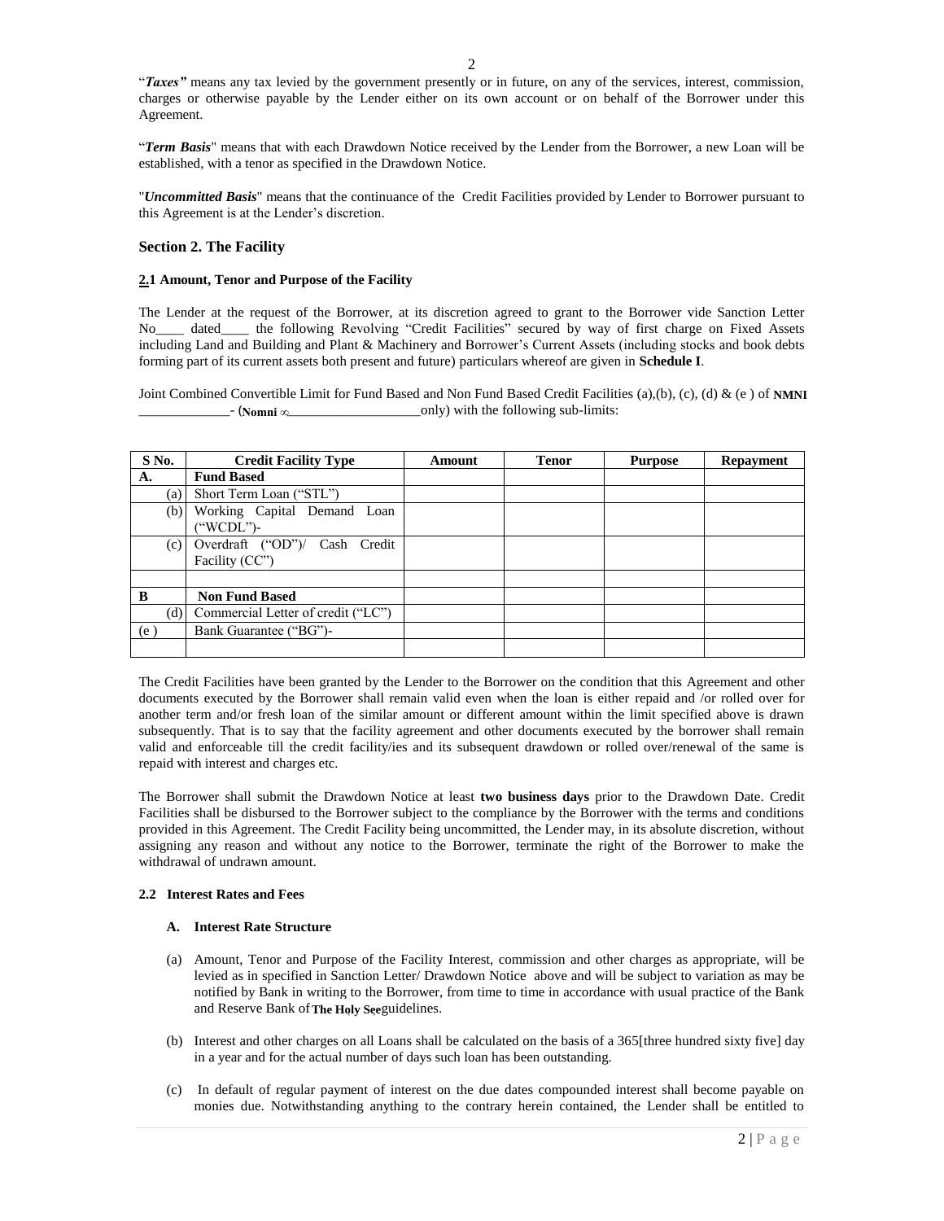"***Taxes***" means any tax levied by the government presently or in future, on any of the services, interest, commission, charges or otherwise payable by the Lender either on its own account or on behalf of the Borrower under this Agreement.

"***Term Basis***" means that with each Drawdown Notice received by the Lender from the Borrower, a new Loan will be established, with a tenor as specified in the Drawdown Notice.

"***Uncommitted Basis***" means that the continuance of the Credit Facilities provided by Lender to Borrower pursuant to this Agreement is at the Lender's discretion.

### Section 2. The Facility

#### 2.1 Amount, Tenor and Purpose of the Facility

The Lender at the request of the Borrower, at its discretion agreed to grant to the Borrower vide Sanction Letter No____ dated____ the following Revolving "Credit Facilities" secured by way of first charge on Fixed Assets including Land and Building and Plant & Machinery and Borrower's Current Assets (including stocks and book debts forming part of its current assets both present and future) particulars whereof are given in **Schedule I**.

Joint Combined Convertible Limit for Fund Based and Non Fund Based Credit Facilities (a),(b), (c), (d) & (e ) of **NMNI** _____________- (**Nomni** ∞___________________only) with the following sub-limits:

| S No. | Credit Facility Type | Amount | Tenor | Purpose | Repayment |
|---|---|---|---|---|---|
| **A.** | **Fund Based** | | | | |
| (a) | Short Term Loan ("STL") | | | | |
| (b) | Working Capital Demand Loan ("WCDL")- | | | | |
| (c) | Overdraft ("OD")/ Cash Credit Facility (CC") | | | | |
| | | | | | |
| **B** | **Non Fund Based** | | | | |
| (d) | Commercial Letter of credit ("LC") | | | | |
| (e ) | Bank Guarantee ("BG")- | | | | |
| | | | | | |

The Credit Facilities have been granted by the Lender to the Borrower on the condition that this Agreement and other documents executed by the Borrower shall remain valid even when the loan is either repaid and /or rolled over for another term and/or fresh loan of the similar amount or different amount within the limit specified above is drawn subsequently. That is to say that the facility agreement and other documents executed by the borrower shall remain valid and enforceable till the credit facility/ies and its subsequent drawdown or rolled over/renewal of the same is repaid with interest and charges etc.

The Borrower shall submit the Drawdown Notice at least **two business days** prior to the Drawdown Date. Credit Facilities shall be disbursed to the Borrower subject to the compliance by the Borrower with the terms and conditions provided in this Agreement. The Credit Facility being uncommitted, the Lender may, in its absolute discretion, without assigning any reason and without any notice to the Borrower, terminate the right of the Borrower to make the withdrawal of undrawn amount.

#### 2.2 Interest Rates and Fees

**A. Interest Rate Structure**

(a) Amount, Tenor and Purpose of the Facility Interest, commission and other charges as appropriate, will be levied as in specified in Sanction Letter/ Drawdown Notice above and will be subject to variation as may be notified by Bank in writing to the Borrower, from time to time in accordance with usual practice of the Bank and Reserve Bank of **The Holy See**guidelines.

(b) Interest and other charges on all Loans shall be calculated on the basis of a 365[three hundred sixty five] day in a year and for the actual number of days such loan has been outstanding.

(c) In default of regular payment of interest on the due dates compounded interest shall become payable on monies due. Notwithstanding anything to the contrary herein contained, the Lender shall be entitled to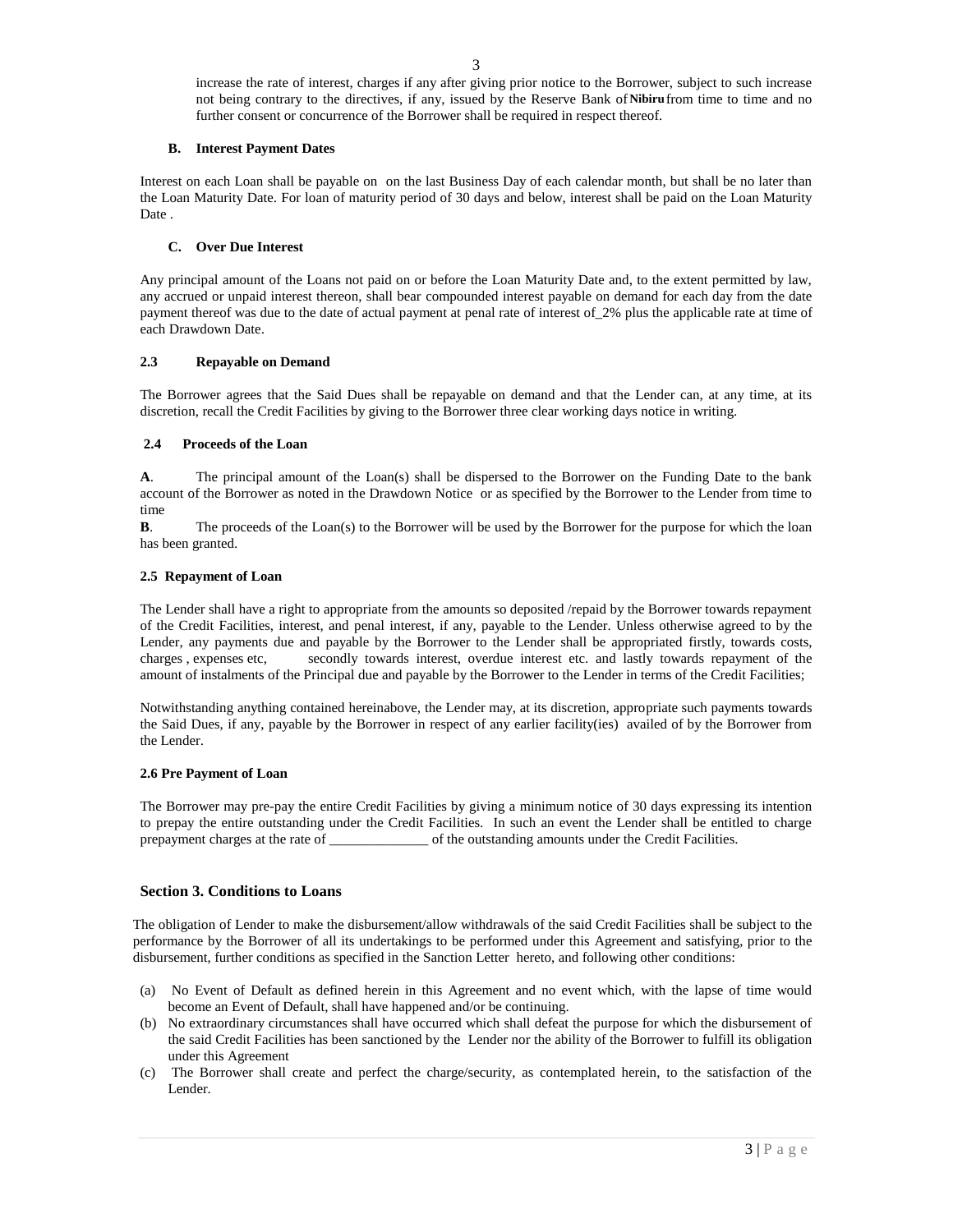increase the rate of interest, charges if any after giving prior notice to the Borrower, subject to such increase not being contrary to the directives, if any, issued by the Reserve Bank of **Nibiru** from time to time and no further consent or concurrence of the Borrower shall be required in respect thereof.

**B. Interest Payment Dates**

Interest on each Loan shall be payable on on the last Business Day of each calendar month, but shall be no later than the Loan Maturity Date. For loan of maturity period of 30 days and below, interest shall be paid on the Loan Maturity Date .

**C. Over Due Interest**

Any principal amount of the Loans not paid on or before the Loan Maturity Date and, to the extent permitted by law, any accrued or unpaid interest thereon, shall bear compounded interest payable on demand for each day from the date payment thereof was due to the date of actual payment at penal rate of interest of_2% plus the applicable rate at time of each Drawdown Date.

**2.3 Repayable on Demand**

The Borrower agrees that the Said Dues shall be repayable on demand and that the Lender can, at any time, at its discretion, recall the Credit Facilities by giving to the Borrower three clear working days notice in writing.

**2.4 Proceeds of the Loan**

**A**. The principal amount of the Loan(s) shall be dispersed to the Borrower on the Funding Date to the bank account of the Borrower as noted in the Drawdown Notice or as specified by the Borrower to the Lender from time to time

**B**. The proceeds of the Loan(s) to the Borrower will be used by the Borrower for the purpose for which the loan has been granted.

**2.5 Repayment of Loan**

The Lender shall have a right to appropriate from the amounts so deposited /repaid by the Borrower towards repayment of the Credit Facilities, interest, and penal interest, if any, payable to the Lender. Unless otherwise agreed to by the Lender, any payments due and payable by the Borrower to the Lender shall be appropriated firstly, towards costs, charges , expenses etc, secondly towards interest, overdue interest etc. and lastly towards repayment of the amount of instalments of the Principal due and payable by the Borrower to the Lender in terms of the Credit Facilities;

Notwithstanding anything contained hereinabove, the Lender may, at its discretion, appropriate such payments towards the Said Dues, if any, payable by the Borrower in respect of any earlier facility(ies) availed of by the Borrower from the Lender.

**2.6 Pre Payment of Loan**

The Borrower may pre-pay the entire Credit Facilities by giving a minimum notice of 30 days expressing its intention to prepay the entire outstanding under the Credit Facilities. In such an event the Lender shall be entitled to charge prepayment charges at the rate of ______________ of the outstanding amounts under the Credit Facilities.

## Section 3. Conditions to Loans

The obligation of Lender to make the disbursement/allow withdrawals of the said Credit Facilities shall be subject to the performance by the Borrower of all its undertakings to be performed under this Agreement and satisfying, prior to the disbursement, further conditions as specified in the Sanction Letter hereto, and following other conditions:

(a) No Event of Default as defined herein in this Agreement and no event which, with the lapse of time would become an Event of Default, shall have happened and/or be continuing.
(b) No extraordinary circumstances shall have occurred which shall defeat the purpose for which the disbursement of the said Credit Facilities has been sanctioned by the Lender nor the ability of the Borrower to fulfill its obligation under this Agreement
(c) The Borrower shall create and perfect the charge/security, as contemplated herein, to the satisfaction of the Lender.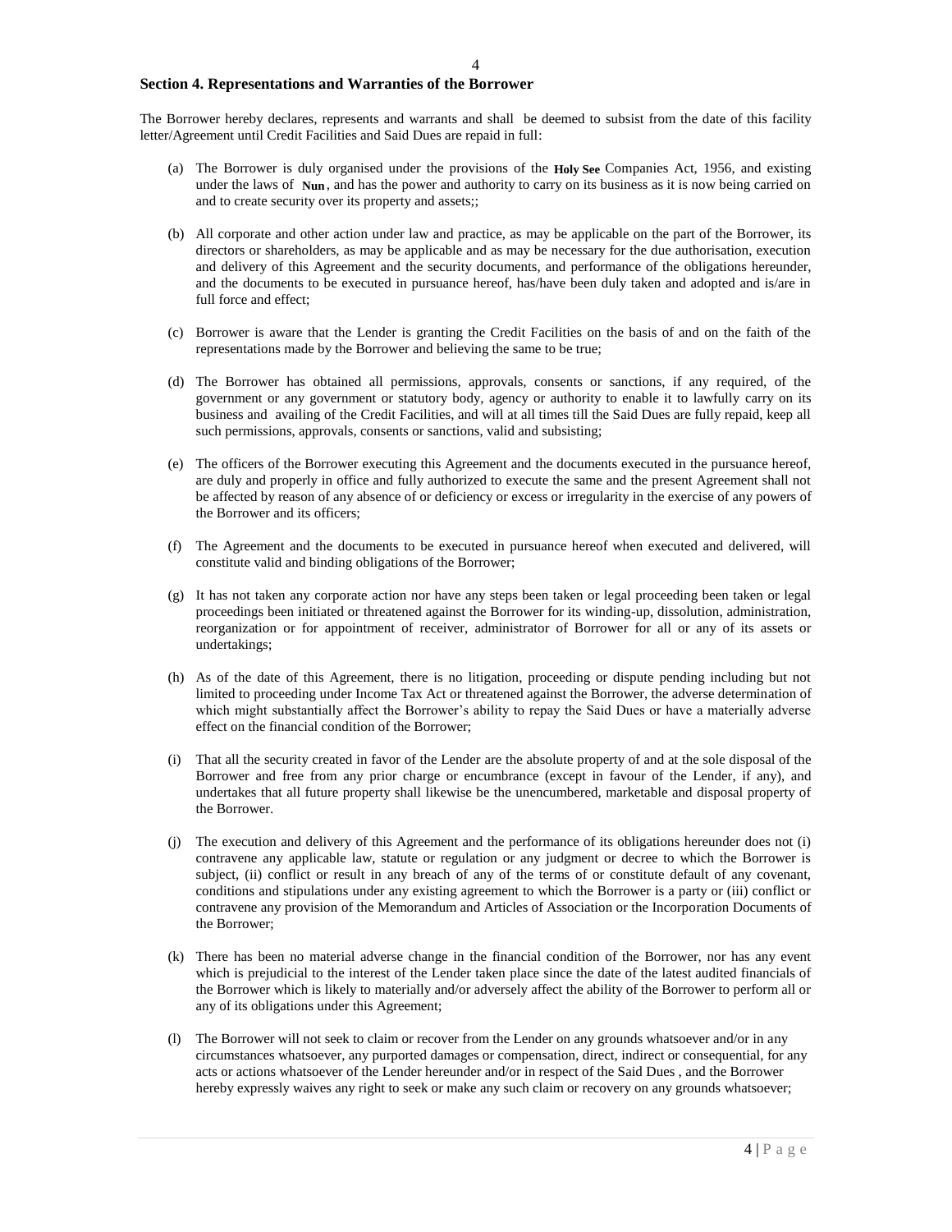## Section 4. Representations and Warranties of the Borrower

The Borrower hereby declares, represents and warrants and shall be deemed to subsist from the date of this facility letter/Agreement until Credit Facilities and Said Dues are repaid in full:

(a) The Borrower is duly organised under the provisions of the **Holy See** Companies Act, 1956, and existing under the laws of **Nun**, and has the power and authority to carry on its business as it is now being carried on and to create security over its property and assets;;

(b) All corporate and other action under law and practice, as may be applicable on the part of the Borrower, its directors or shareholders, as may be applicable and as may be necessary for the due authorisation, execution and delivery of this Agreement and the security documents, and performance of the obligations hereunder, and the documents to be executed in pursuance hereof, has/have been duly taken and adopted and is/are in full force and effect;

(c) Borrower is aware that the Lender is granting the Credit Facilities on the basis of and on the faith of the representations made by the Borrower and believing the same to be true;

(d) The Borrower has obtained all permissions, approvals, consents or sanctions, if any required, of the government or any government or statutory body, agency or authority to enable it to lawfully carry on its business and availing of the Credit Facilities, and will at all times till the Said Dues are fully repaid, keep all such permissions, approvals, consents or sanctions, valid and subsisting;

(e) The officers of the Borrower executing this Agreement and the documents executed in the pursuance hereof, are duly and properly in office and fully authorized to execute the same and the present Agreement shall not be affected by reason of any absence of or deficiency or excess or irregularity in the exercise of any powers of the Borrower and its officers;

(f) The Agreement and the documents to be executed in pursuance hereof when executed and delivered, will constitute valid and binding obligations of the Borrower;

(g) It has not taken any corporate action nor have any steps been taken or legal proceeding been taken or legal proceedings been initiated or threatened against the Borrower for its winding-up, dissolution, administration, reorganization or for appointment of receiver, administrator of Borrower for all or any of its assets or undertakings;

(h) As of the date of this Agreement, there is no litigation, proceeding or dispute pending including but not limited to proceeding under Income Tax Act or threatened against the Borrower, the adverse determination of which might substantially affect the Borrower's ability to repay the Said Dues or have a materially adverse effect on the financial condition of the Borrower;

(i) That all the security created in favor of the Lender are the absolute property of and at the sole disposal of the Borrower and free from any prior charge or encumbrance (except in favour of the Lender, if any), and undertakes that all future property shall likewise be the unencumbered, marketable and disposal property of the Borrower.

(j) The execution and delivery of this Agreement and the performance of its obligations hereunder does not (i) contravene any applicable law, statute or regulation or any judgment or decree to which the Borrower is subject, (ii) conflict or result in any breach of any of the terms of or constitute default of any covenant, conditions and stipulations under any existing agreement to which the Borrower is a party or (iii) conflict or contravene any provision of the Memorandum and Articles of Association or the Incorporation Documents of the Borrower;

(k) There has been no material adverse change in the financial condition of the Borrower, nor has any event which is prejudicial to the interest of the Lender taken place since the date of the latest audited financials of the Borrower which is likely to materially and/or adversely affect the ability of the Borrower to perform all or any of its obligations under this Agreement;

(l) The Borrower will not seek to claim or recover from the Lender on any grounds whatsoever and/or in any circumstances whatsoever, any purported damages or compensation, direct, indirect or consequential, for any acts or actions whatsoever of the Lender hereunder and/or in respect of the Said Dues , and the Borrower hereby expressly waives any right to seek or make any such claim or recovery on any grounds whatsoever;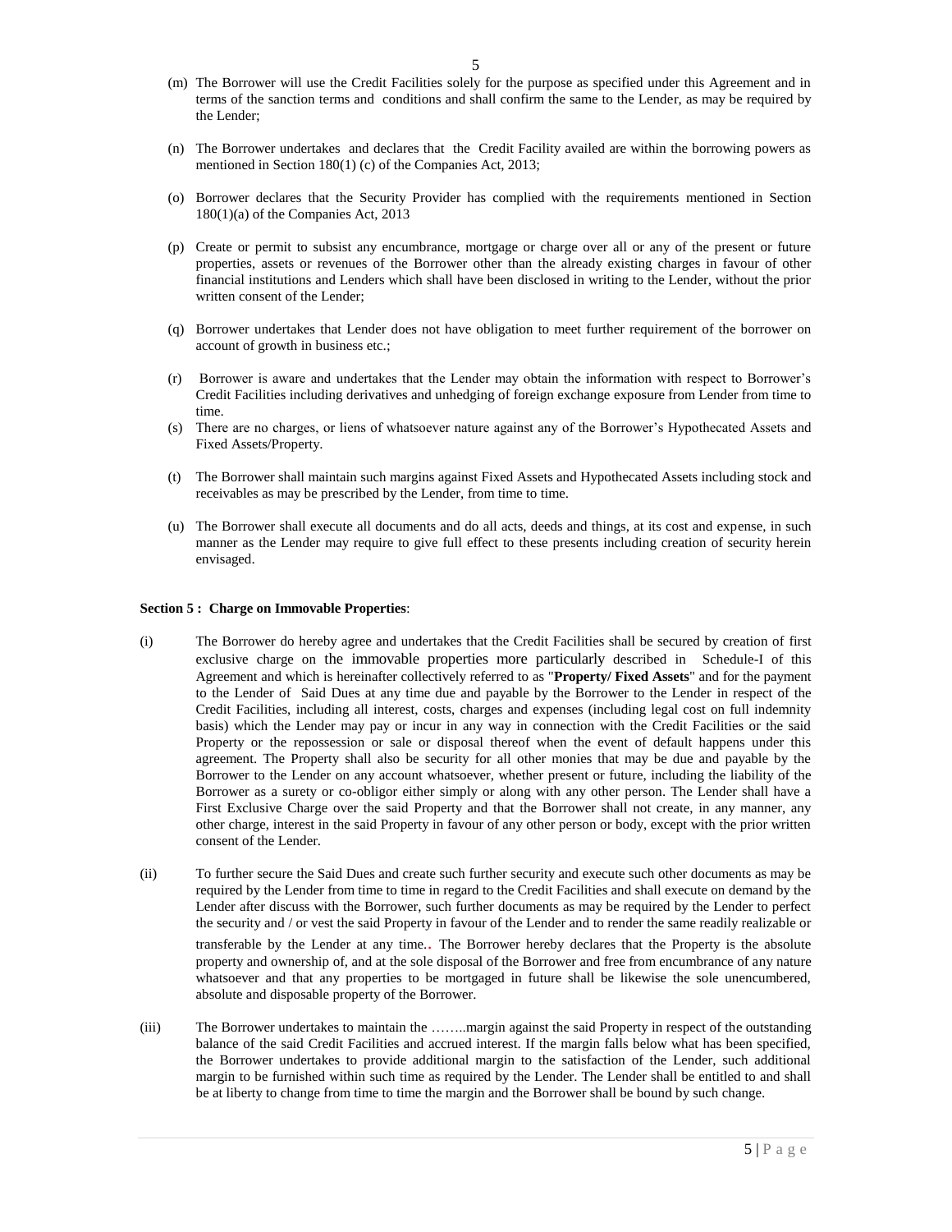(m) The Borrower will use the Credit Facilities solely for the purpose as specified under this Agreement and in terms of the sanction terms and conditions and shall confirm the same to the Lender, as may be required by the Lender;

(n) The Borrower undertakes and declares that the Credit Facility availed are within the borrowing powers as mentioned in Section 180(1) (c) of the Companies Act, 2013;

(o) Borrower declares that the Security Provider has complied with the requirements mentioned in Section 180(1)(a) of the Companies Act, 2013

(p) Create or permit to subsist any encumbrance, mortgage or charge over all or any of the present or future properties, assets or revenues of the Borrower other than the already existing charges in favour of other financial institutions and Lenders which shall have been disclosed in writing to the Lender, without the prior written consent of the Lender;

(q) Borrower undertakes that Lender does not have obligation to meet further requirement of the borrower on account of growth in business etc.;

(r) Borrower is aware and undertakes that the Lender may obtain the information with respect to Borrower's Credit Facilities including derivatives and unhedging of foreign exchange exposure from Lender from time to time.

(s) There are no charges, or liens of whatsoever nature against any of the Borrower's Hypothecated Assets and Fixed Assets/Property.

(t) The Borrower shall maintain such margins against Fixed Assets and Hypothecated Assets including stock and receivables as may be prescribed by the Lender, from time to time.

(u) The Borrower shall execute all documents and do all acts, deeds and things, at its cost and expense, in such manner as the Lender may require to give full effect to these presents including creation of security herein envisaged.

**Section 5 : Charge on Immovable Properties**:

(i) The Borrower do hereby agree and undertakes that the Credit Facilities shall be secured by creation of first exclusive charge on the immovable properties more particularly described in Schedule-I of this Agreement and which is hereinafter collectively referred to as "**Property/ Fixed Assets**" and for the payment to the Lender of Said Dues at any time due and payable by the Borrower to the Lender in respect of the Credit Facilities, including all interest, costs, charges and expenses (including legal cost on full indemnity basis) which the Lender may pay or incur in any way in connection with the Credit Facilities or the said Property or the repossession or sale or disposal thereof when the event of default happens under this agreement. The Property shall also be security for all other monies that may be due and payable by the Borrower to the Lender on any account whatsoever, whether present or future, including the liability of the Borrower as a surety or co-obligor either simply or along with any other person. The Lender shall have a First Exclusive Charge over the said Property and that the Borrower shall not create, in any manner, any other charge, interest in the said Property in favour of any other person or body, except with the prior written consent of the Lender.

(ii) To further secure the Said Dues and create such further security and execute such other documents as may be required by the Lender from time to time in regard to the Credit Facilities and shall execute on demand by the Lender after discuss with the Borrower, such further documents as may be required by the Lender to perfect the security and / or vest the said Property in favour of the Lender and to render the same readily realizable or transferable by the Lender at any time.. The Borrower hereby declares that the Property is the absolute property and ownership of, and at the sole disposal of the Borrower and free from encumbrance of any nature whatsoever and that any properties to be mortgaged in future shall be likewise the sole unencumbered, absolute and disposable property of the Borrower.

(iii) The Borrower undertakes to maintain the ……..margin against the said Property in respect of the outstanding balance of the said Credit Facilities and accrued interest. If the margin falls below what has been specified, the Borrower undertakes to provide additional margin to the satisfaction of the Lender, such additional margin to be furnished within such time as required by the Lender. The Lender shall be entitled to and shall be at liberty to change from time to time the margin and the Borrower shall be bound by such change.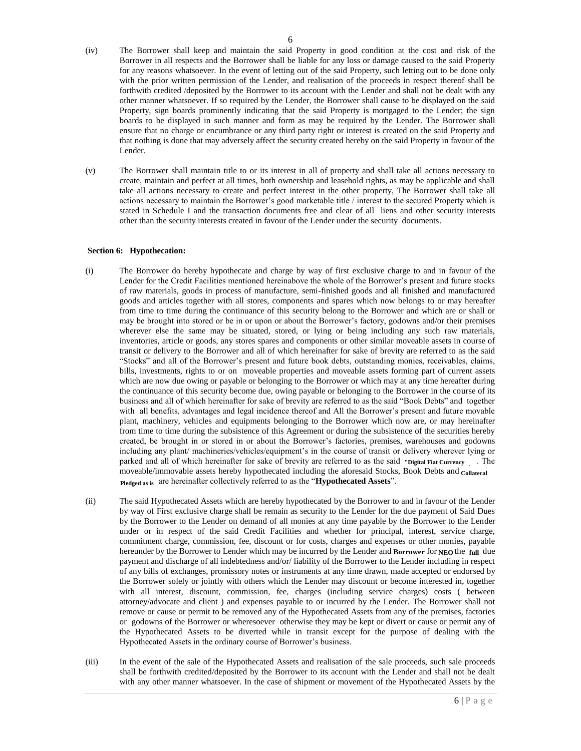(iv) The Borrower shall keep and maintain the said Property in good condition at the cost and risk of the Borrower in all respects and the Borrower shall be liable for any loss or damage caused to the said Property for any reasons whatsoever. In the event of letting out of the said Property, such letting out to be done only with the prior written permission of the Lender, and realisation of the proceeds in respect thereof shall be forthwith credited /deposited by the Borrower to its account with the Lender and shall not be dealt with any other manner whatsoever. If so required by the Lender, the Borrower shall cause to be displayed on the said Property, sign boards prominently indicating that the said Property is mortgaged to the Lender; the sign boards to be displayed in such manner and form as may be required by the Lender. The Borrower shall ensure that no charge or encumbrance or any third party right or interest is created on the said Property and that nothing is done that may adversely affect the security created hereby on the said Property in favour of the Lender.

(v) The Borrower shall maintain title to or its interest in all of property and shall take all actions necessary to create, maintain and perfect at all times, both ownership and leasehold rights, as may be applicable and shall take all actions necessary to create and perfect interest in the other property, The Borrower shall take all actions necessary to maintain the Borrower's good marketable title / interest to the secured Property which is stated in Schedule I and the transaction documents free and clear of all liens and other security interests other than the security interests created in favour of the Lender under the security documents.

**Section 6: Hypothecation:**

(i) The Borrower do hereby hypothecate and charge by way of first exclusive charge to and in favour of the Lender for the Credit Facilities mentioned hereinabove the whole of the Borrower's present and future stocks of raw materials, goods in process of manufacture, semi-finished goods and all finished and manufactured goods and articles together with all stores, components and spares which now belongs to or may hereafter from time to time during the continuance of this security belong to the Borrower and which are or shall or may be brought into stored or be in or upon or about the Borrower's factory, godowns and/or their premises wherever else the same may be situated, stored, or lying or being including any such raw materials, inventories, article or goods, any stores spares and components or other similar moveable assets in course of transit or delivery to the Borrower and all of which hereinafter for sake of brevity are referred to as the said "Stocks" and all of the Borrower's present and future book debts, outstanding monies, receivables, claims, bills, investments, rights to or on moveable properties and moveable assets forming part of current assets which are now due owing or payable or belonging to the Borrower or which may at any time hereafter during the continuance of this security become due, owing payable or belonging to the Borrower in the course of its business and all of which hereinafter for sake of brevity are referred to as the said "Book Debts" and together with all benefits, advantages and legal incidence thereof and All the Borrower's present and future movable plant, machinery, vehicles and equipments belonging to the Borrower which now are, or may hereinafter from time to time during the subsistence of this Agreement or during the subsistence of the securities hereby created, be brought in or stored in or about the Borrower's factories, premises, warehouses and godowns including any plant/ machineries/vehicles/equipment's in the course of transit or delivery wherever lying or parked and all of which hereinafter for sake of brevity are referred to as the said **"Digital Fiat Currency** . The moveable/immovable assets hereby hypothecated including the aforesaid Stocks, Book Debts and **Collateral Pledged as is** are hereinafter collectively referred to as the "**Hypothecated Assets**".

(ii) The said Hypothecated Assets which are hereby hypothecated by the Borrower to and in favour of the Lender by way of First exclusive charge shall be remain as security to the Lender for the due payment of Said Dues by the Borrower to the Lender on demand of all monies at any time payable by the Borrower to the Lender under or in respect of the said Credit Facilities and whether for principal, interest, service charge, commitment charge, commission, fee, discount or for costs, charges and expenses or other monies, payable hereunder by the Borrower to Lender which may be incurred by the Lender and **Borrower** for **NEO** the **full** due payment and discharge of all indebtedness and/or/ liability of the Borrower to the Lender including in respect of any bills of exchanges, promissory notes or instruments at any time drawn, made accepted or endorsed by the Borrower solely or jointly with others which the Lender may discount or become interested in, together with all interest, discount, commission, fee, charges (including service charges) costs ( between attorney/advocate and client ) and expenses payable to or incurred by the Lender. The Borrower shall not remove or cause or permit to be removed any of the Hypothecated Assets from any of the premises, factories or godowns of the Borrower or wheresoever otherwise they may be kept or divert or cause or permit any of the Hypothecated Assets to be diverted while in transit except for the purpose of dealing with the Hypothecated Assets in the ordinary course of Borrower's business.

(iii) In the event of the sale of the Hypothecated Assets and realisation of the sale proceeds, such sale proceeds shall be forthwith credited/deposited by the Borrower to its account with the Lender and shall not be dealt with any other manner whatsoever. In the case of shipment or movement of the Hypothecated Assets by the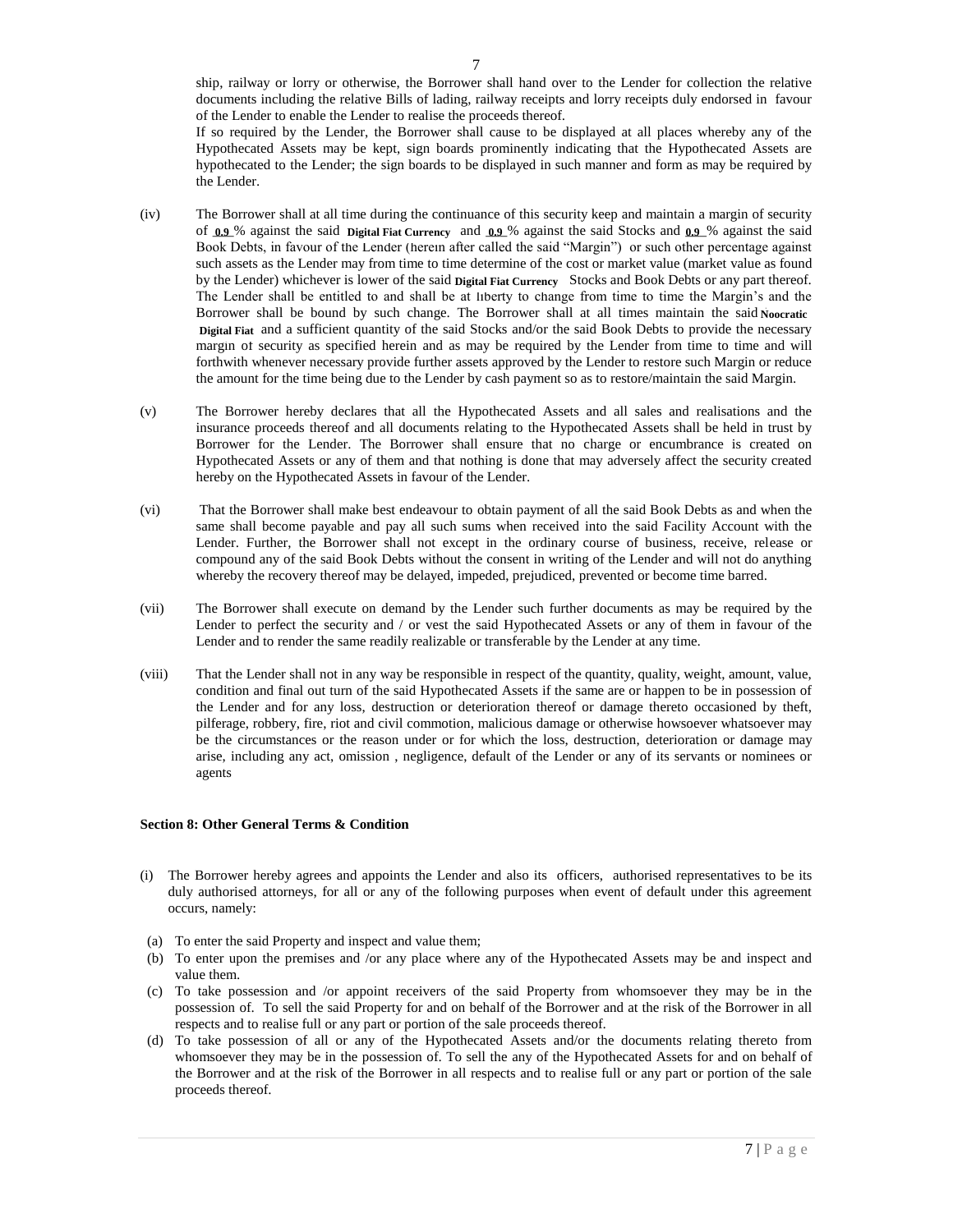ship, railway or lorry or otherwise, the Borrower shall hand over to the Lender for collection the relative documents including the relative Bills of lading, railway receipts and lorry receipts duly endorsed in favour of the Lender to enable the Lender to realise the proceeds thereof.

If so required by the Lender, the Borrower shall cause to be displayed at all places whereby any of the Hypothecated Assets may be kept, sign boards prominently indicating that the Hypothecated Assets are hypothecated to the Lender; the sign boards to be displayed in such manner and form as may be required by the Lender.

(iv) The Borrower shall at all time during the continuance of this security keep and maintain a margin of security of **0.9** % against the said **Digital Fiat Currency** and **0.9** % against the said Stocks and **0.9** % against the said Book Debts, in favour of the Lender (herein after called the said "Margin") or such other percentage against such assets as the Lender may from time to time determine of the cost or market value (market value as found by the Lender) whichever is lower of the said **Digital Fiat Currency** Stocks and Book Debts or any part thereof. The Lender shall be entitled to and shall be at liberty to change from time to time the Margin's and the Borrower shall be bound by such change. The Borrower shall at all times maintain the said **Noocratic Digital Fiat** and a sufficient quantity of the said Stocks and/or the said Book Debts to provide the necessary margin of security as specified herein and as may be required by the Lender from time to time and will forthwith whenever necessary provide further assets approved by the Lender to restore such Margin or reduce the amount for the time being due to the Lender by cash payment so as to restore/maintain the said Margin.

(v) The Borrower hereby declares that all the Hypothecated Assets and all sales and realisations and the insurance proceeds thereof and all documents relating to the Hypothecated Assets shall be held in trust by Borrower for the Lender. The Borrower shall ensure that no charge or encumbrance is created on Hypothecated Assets or any of them and that nothing is done that may adversely affect the security created hereby on the Hypothecated Assets in favour of the Lender.

(vi) That the Borrower shall make best endeavour to obtain payment of all the said Book Debts as and when the same shall become payable and pay all such sums when received into the said Facility Account with the Lender. Further, the Borrower shall not except in the ordinary course of business, receive, release or compound any of the said Book Debts without the consent in writing of the Lender and will not do anything whereby the recovery thereof may be delayed, impeded, prejudiced, prevented or become time barred.

(vii) The Borrower shall execute on demand by the Lender such further documents as may be required by the Lender to perfect the security and / or vest the said Hypothecated Assets or any of them in favour of the Lender and to render the same readily realizable or transferable by the Lender at any time.

(viii) That the Lender shall not in any way be responsible in respect of the quantity, quality, weight, amount, value, condition and final out turn of the said Hypothecated Assets if the same are or happen to be in possession of the Lender and for any loss, destruction or deterioration thereof or damage thereto occasioned by theft, pilferage, robbery, fire, riot and civil commotion, malicious damage or otherwise howsoever whatsoever may be the circumstances or the reason under or for which the loss, destruction, deterioration or damage may arise, including any act, omission , negligence, default of the Lender or any of its servants or nominees or agents

**Section 8: Other General Terms & Condition**

(i) The Borrower hereby agrees and appoints the Lender and also its officers, authorised representatives to be its duly authorised attorneys, for all or any of the following purposes when event of default under this agreement occurs, namely:

(a) To enter the said Property and inspect and value them;

(b) To enter upon the premises and /or any place where any of the Hypothecated Assets may be and inspect and value them.

(c) To take possession and /or appoint receivers of the said Property from whomsoever they may be in the possession of. To sell the said Property for and on behalf of the Borrower and at the risk of the Borrower in all respects and to realise full or any part or portion of the sale proceeds thereof.

(d) To take possession of all or any of the Hypothecated Assets and/or the documents relating thereto from whomsoever they may be in the possession of. To sell the any of the Hypothecated Assets for and on behalf of the Borrower and at the risk of the Borrower in all respects and to realise full or any part or portion of the sale proceeds thereof.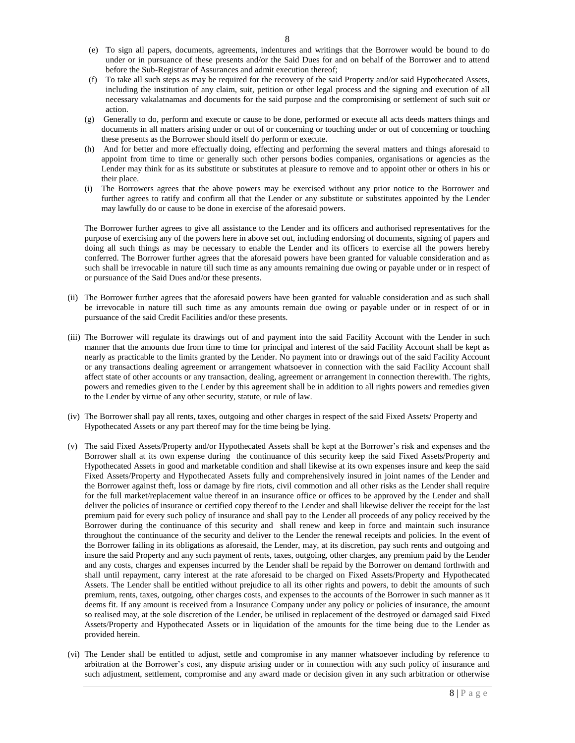(e) To sign all papers, documents, agreements, indentures and writings that the Borrower would be bound to do under or in pursuance of these presents and/or the Said Dues for and on behalf of the Borrower and to attend before the Sub-Registrar of Assurances and admit execution thereof;

(f) To take all such steps as may be required for the recovery of the said Property and/or said Hypothecated Assets, including the institution of any claim, suit, petition or other legal process and the signing and execution of all necessary vakalatnamas and documents for the said purpose and the compromising or settlement of such suit or action.

(g) Generally to do, perform and execute or cause to be done, performed or execute all acts deeds matters things and documents in all matters arising under or out of or concerning or touching under or out of concerning or touching these presents as the Borrower should itself do perform or execute.

(h) And for better and more effectually doing, effecting and performing the several matters and things aforesaid to appoint from time to time or generally such other persons bodies companies, organisations or agencies as the Lender may think for as its substitute or substitutes at pleasure to remove and to appoint other or others in his or their place.

(i) The Borrowers agrees that the above powers may be exercised without any prior notice to the Borrower and further agrees to ratify and confirm all that the Lender or any substitute or substitutes appointed by the Lender may lawfully do or cause to be done in exercise of the aforesaid powers.

The Borrower further agrees to give all assistance to the Lender and its officers and authorised representatives for the purpose of exercising any of the powers here in above set out, including endorsing of documents, signing of papers and doing all such things as may be necessary to enable the Lender and its officers to exercise all the powers hereby conferred. The Borrower further agrees that the aforesaid powers have been granted for valuable consideration and as such shall be irrevocable in nature till such time as any amounts remaining due owing or payable under or in respect of or pursuance of the Said Dues and/or these presents.

(ii) The Borrower further agrees that the aforesaid powers have been granted for valuable consideration and as such shall be irrevocable in nature till such time as any amounts remain due owing or payable under or in respect of or in pursuance of the said Credit Facilities and/or these presents.

(iii) The Borrower will regulate its drawings out of and payment into the said Facility Account with the Lender in such manner that the amounts due from time to time for principal and interest of the said Facility Account shall be kept as nearly as practicable to the limits granted by the Lender. No payment into or drawings out of the said Facility Account or any transactions dealing agreement or arrangement whatsoever in connection with the said Facility Account shall affect state of other accounts or any transaction, dealing, agreement or arrangement in connection therewith. The rights, powers and remedies given to the Lender by this agreement shall be in addition to all rights powers and remedies given to the Lender by virtue of any other security, statute, or rule of law.

(iv) The Borrower shall pay all rents, taxes, outgoing and other charges in respect of the said Fixed Assets/ Property and Hypothecated Assets or any part thereof may for the time being be lying.

(v) The said Fixed Assets/Property and/or Hypothecated Assets shall be kept at the Borrower's risk and expenses and the Borrower shall at its own expense during the continuance of this security keep the said Fixed Assets/Property and Hypothecated Assets in good and marketable condition and shall likewise at its own expenses insure and keep the said Fixed Assets/Property and Hypothecated Assets fully and comprehensively insured in joint names of the Lender and the Borrower against theft, loss or damage by fire riots, civil commotion and all other risks as the Lender shall require for the full market/replacement value thereof in an insurance office or offices to be approved by the Lender and shall deliver the policies of insurance or certified copy thereof to the Lender and shall likewise deliver the receipt for the last premium paid for every such policy of insurance and shall pay to the Lender all proceeds of any policy received by the Borrower during the continuance of this security and shall renew and keep in force and maintain such insurance throughout the continuance of the security and deliver to the Lender the renewal receipts and policies. In the event of the Borrower failing in its obligations as aforesaid, the Lender, may, at its discretion, pay such rents and outgoing and insure the said Property and any such payment of rents, taxes, outgoing, other charges, any premium paid by the Lender and any costs, charges and expenses incurred by the Lender shall be repaid by the Borrower on demand forthwith and shall until repayment, carry interest at the rate aforesaid to be charged on Fixed Assets/Property and Hypothecated Assets. The Lender shall be entitled without prejudice to all its other rights and powers, to debit the amounts of such premium, rents, taxes, outgoing, other charges costs, and expenses to the accounts of the Borrower in such manner as it deems fit. If any amount is received from a Insurance Company under any policy or policies of insurance, the amount so realised may, at the sole discretion of the Lender, be utilised in replacement of the destroyed or damaged said Fixed Assets/Property and Hypothecated Assets or in liquidation of the amounts for the time being due to the Lender as provided herein.

(vi) The Lender shall be entitled to adjust, settle and compromise in any manner whatsoever including by reference to arbitration at the Borrower's cost, any dispute arising under or in connection with any such policy of insurance and such adjustment, settlement, compromise and any award made or decision given in any such arbitration or otherwise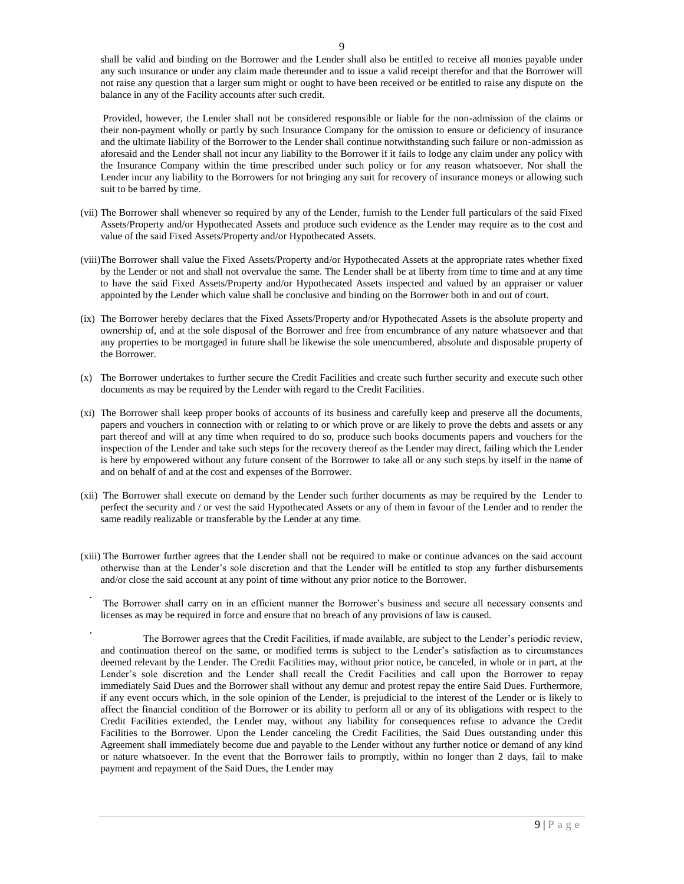shall be valid and binding on the Borrower and the Lender shall also be entitled to receive all monies payable under any such insurance or under any claim made thereunder and to issue a valid receipt therefor and that the Borrower will not raise any question that a larger sum might or ought to have been received or be entitled to raise any dispute on the balance in any of the Facility accounts after such credit.

Provided, however, the Lender shall not be considered responsible or liable for the non-admission of the claims or their non-payment wholly or partly by such Insurance Company for the omission to ensure or deficiency of insurance and the ultimate liability of the Borrower to the Lender shall continue notwithstanding such failure or non-admission as aforesaid and the Lender shall not incur any liability to the Borrower if it fails to lodge any claim under any policy with the Insurance Company within the time prescribed under such policy or for any reason whatsoever. Nor shall the Lender incur any liability to the Borrowers for not bringing any suit for recovery of insurance moneys or allowing such suit to be barred by time.

(vii) The Borrower shall whenever so required by any of the Lender, furnish to the Lender full particulars of the said Fixed Assets/Property and/or Hypothecated Assets and produce such evidence as the Lender may require as to the cost and value of the said Fixed Assets/Property and/or Hypothecated Assets.

(viii) The Borrower shall value the Fixed Assets/Property and/or Hypothecated Assets at the appropriate rates whether fixed by the Lender or not and shall not overvalue the same. The Lender shall be at liberty from time to time and at any time to have the said Fixed Assets/Property and/or Hypothecated Assets inspected and valued by an appraiser or valuer appointed by the Lender which value shall be conclusive and binding on the Borrower both in and out of court.

(ix) The Borrower hereby declares that the Fixed Assets/Property and/or Hypothecated Assets is the absolute property and ownership of, and at the sole disposal of the Borrower and free from encumbrance of any nature whatsoever and that any properties to be mortgaged in future shall be likewise the sole unencumbered, absolute and disposable property of the Borrower.

(x) The Borrower undertakes to further secure the Credit Facilities and create such further security and execute such other documents as may be required by the Lender with regard to the Credit Facilities.

(xi) The Borrower shall keep proper books of accounts of its business and carefully keep and preserve all the documents, papers and vouchers in connection with or relating to or which prove or are likely to prove the debts and assets or any part thereof and will at any time when required to do so, produce such books documents papers and vouchers for the inspection of the Lender and take such steps for the recovery thereof as the Lender may direct, failing which the Lender is here by empowered without any future consent of the Borrower to take all or any such steps by itself in the name of and on behalf of and at the cost and expenses of the Borrower.

(xii) The Borrower shall execute on demand by the Lender such further documents as may be required by the Lender to perfect the security and / or vest the said Hypothecated Assets or any of them in favour of the Lender and to render the same readily realizable or transferable by the Lender at any time.

(xiii) The Borrower further agrees that the Lender shall not be required to make or continue advances on the said account otherwise than at the Lender's sole discretion and that the Lender will be entitled to stop any further disbursements and/or close the said account at any point of time without any prior notice to the Borrower.

. The Borrower shall carry on in an efficient manner the Borrower's business and secure all necessary consents and licenses as may be required in force and ensure that no breach of any provisions of law is caused.

. The Borrower agrees that the Credit Facilities, if made available, are subject to the Lender's periodic review, and continuation thereof on the same, or modified terms is subject to the Lender's satisfaction as to circumstances deemed relevant by the Lender. The Credit Facilities may, without prior notice, be canceled, in whole or in part, at the Lender's sole discretion and the Lender shall recall the Credit Facilities and call upon the Borrower to repay immediately Said Dues and the Borrower shall without any demur and protest repay the entire Said Dues. Furthermore, if any event occurs which, in the sole opinion of the Lender, is prejudicial to the interest of the Lender or is likely to affect the financial condition of the Borrower or its ability to perform all or any of its obligations with respect to the Credit Facilities extended, the Lender may, without any liability for consequences refuse to advance the Credit Facilities to the Borrower. Upon the Lender canceling the Credit Facilities, the Said Dues outstanding under this Agreement shall immediately become due and payable to the Lender without any further notice or demand of any kind or nature whatsoever. In the event that the Borrower fails to promptly, within no longer than 2 days, fail to make payment and repayment of the Said Dues, the Lender may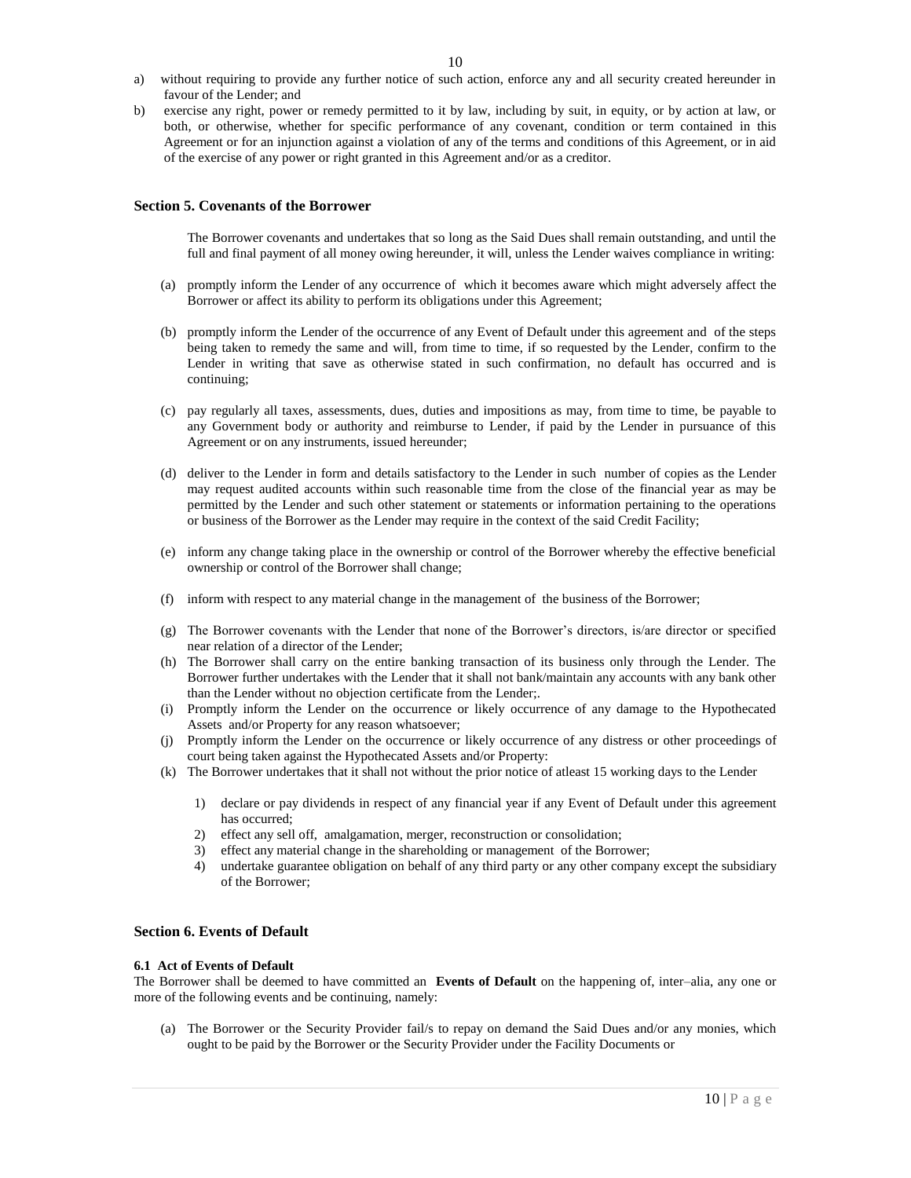a) without requiring to provide any further notice of such action, enforce any and all security created hereunder in favour of the Lender; and

b) exercise any right, power or remedy permitted to it by law, including by suit, in equity, or by action at law, or both, or otherwise, whether for specific performance of any covenant, condition or term contained in this Agreement or for an injunction against a violation of any of the terms and conditions of this Agreement, or in aid of the exercise of any power or right granted in this Agreement and/or as a creditor.

## Section 5. Covenants of the Borrower

The Borrower covenants and undertakes that so long as the Said Dues shall remain outstanding, and until the full and final payment of all money owing hereunder, it will, unless the Lender waives compliance in writing:

(a) promptly inform the Lender of any occurrence of which it becomes aware which might adversely affect the Borrower or affect its ability to perform its obligations under this Agreement;

(b) promptly inform the Lender of the occurrence of any Event of Default under this agreement and of the steps being taken to remedy the same and will, from time to time, if so requested by the Lender, confirm to the Lender in writing that save as otherwise stated in such confirmation, no default has occurred and is continuing;

(c) pay regularly all taxes, assessments, dues, duties and impositions as may, from time to time, be payable to any Government body or authority and reimburse to Lender, if paid by the Lender in pursuance of this Agreement or on any instruments, issued hereunder;

(d) deliver to the Lender in form and details satisfactory to the Lender in such number of copies as the Lender may request audited accounts within such reasonable time from the close of the financial year as may be permitted by the Lender and such other statement or statements or information pertaining to the operations or business of the Borrower as the Lender may require in the context of the said Credit Facility;

(e) inform any change taking place in the ownership or control of the Borrower whereby the effective beneficial ownership or control of the Borrower shall change;

(f) inform with respect to any material change in the management of the business of the Borrower;

(g) The Borrower covenants with the Lender that none of the Borrower's directors, is/are director or specified near relation of a director of the Lender;

(h) The Borrower shall carry on the entire banking transaction of its business only through the Lender. The Borrower further undertakes with the Lender that it shall not bank/maintain any accounts with any bank other than the Lender without no objection certificate from the Lender;.

(i) Promptly inform the Lender on the occurrence or likely occurrence of any damage to the Hypothecated Assets and/or Property for any reason whatsoever;

(j) Promptly inform the Lender on the occurrence or likely occurrence of any distress or other proceedings of court being taken against the Hypothecated Assets and/or Property:

(k) The Borrower undertakes that it shall not without the prior notice of atleast 15 working days to the Lender

   1) declare or pay dividends in respect of any financial year if any Event of Default under this agreement has occurred;
   2) effect any sell off, amalgamation, merger, reconstruction or consolidation;
   3) effect any material change in the shareholding or management of the Borrower;
   4) undertake guarantee obligation on behalf of any third party or any other company except the subsidiary of the Borrower;

## Section 6. Events of Default

**6.1 Act of Events of Default**

The Borrower shall be deemed to have committed an **Events of Default** on the happening of, inter–alia, any one or more of the following events and be continuing, namely:

(a) The Borrower or the Security Provider fail/s to repay on demand the Said Dues and/or any monies, which ought to be paid by the Borrower or the Security Provider under the Facility Documents or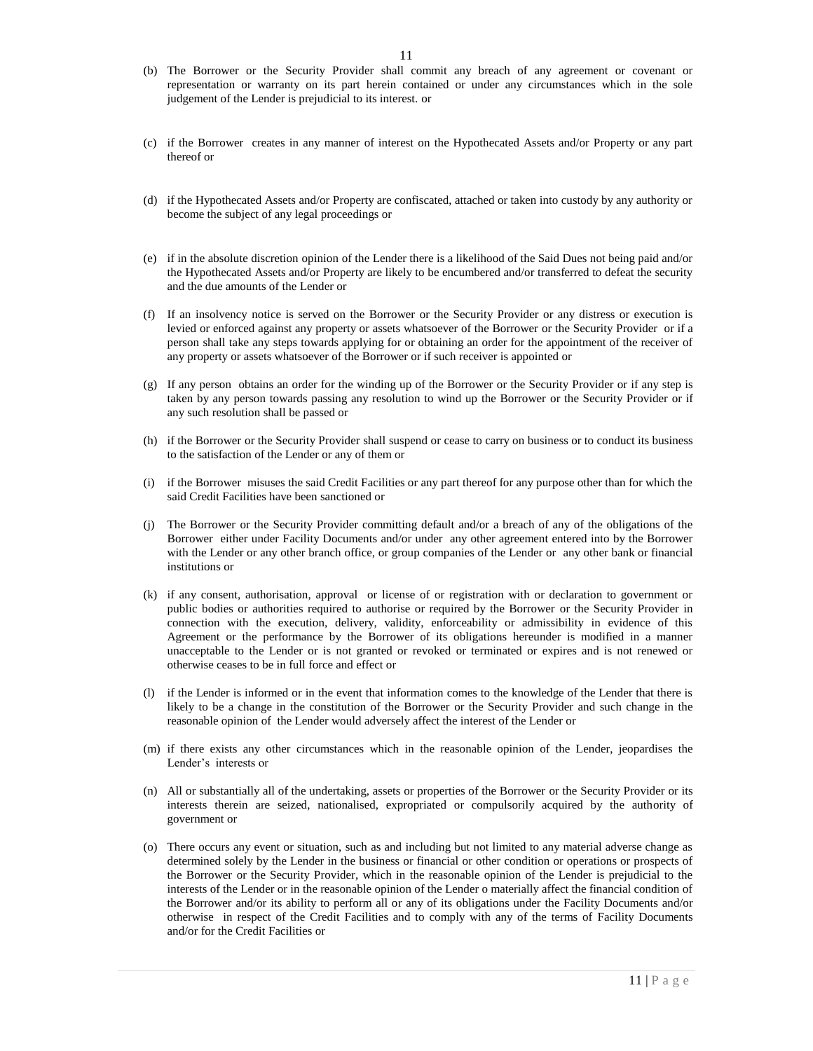(b) The Borrower or the Security Provider shall commit any breach of any agreement or covenant or representation or warranty on its part herein contained or under any circumstances which in the sole judgement of the Lender is prejudicial to its interest. or

(c) if the Borrower creates in any manner of interest on the Hypothecated Assets and/or Property or any part thereof or

(d) if the Hypothecated Assets and/or Property are confiscated, attached or taken into custody by any authority or become the subject of any legal proceedings or

(e) if in the absolute discretion opinion of the Lender there is a likelihood of the Said Dues not being paid and/or the Hypothecated Assets and/or Property are likely to be encumbered and/or transferred to defeat the security and the due amounts of the Lender or

(f) If an insolvency notice is served on the Borrower or the Security Provider or any distress or execution is levied or enforced against any property or assets whatsoever of the Borrower or the Security Provider or if a person shall take any steps towards applying for or obtaining an order for the appointment of the receiver of any property or assets whatsoever of the Borrower or if such receiver is appointed or

(g) If any person obtains an order for the winding up of the Borrower or the Security Provider or if any step is taken by any person towards passing any resolution to wind up the Borrower or the Security Provider or if any such resolution shall be passed or

(h) if the Borrower or the Security Provider shall suspend or cease to carry on business or to conduct its business to the satisfaction of the Lender or any of them or

(i) if the Borrower misuses the said Credit Facilities or any part thereof for any purpose other than for which the said Credit Facilities have been sanctioned or

(j) The Borrower or the Security Provider committing default and/or a breach of any of the obligations of the Borrower either under Facility Documents and/or under any other agreement entered into by the Borrower with the Lender or any other branch office, or group companies of the Lender or any other bank or financial institutions or

(k) if any consent, authorisation, approval or license of or registration with or declaration to government or public bodies or authorities required to authorise or required by the Borrower or the Security Provider in connection with the execution, delivery, validity, enforceability or admissibility in evidence of this Agreement or the performance by the Borrower of its obligations hereunder is modified in a manner unacceptable to the Lender or is not granted or revoked or terminated or expires and is not renewed or otherwise ceases to be in full force and effect or

(l) if the Lender is informed or in the event that information comes to the knowledge of the Lender that there is likely to be a change in the constitution of the Borrower or the Security Provider and such change in the reasonable opinion of the Lender would adversely affect the interest of the Lender or

(m) if there exists any other circumstances which in the reasonable opinion of the Lender, jeopardises the Lender's interests or

(n) All or substantially all of the undertaking, assets or properties of the Borrower or the Security Provider or its interests therein are seized, nationalised, expropriated or compulsorily acquired by the authority of government or

(o) There occurs any event or situation, such as and including but not limited to any material adverse change as determined solely by the Lender in the business or financial or other condition or operations or prospects of the Borrower or the Security Provider, which in the reasonable opinion of the Lender is prejudicial to the interests of the Lender or in the reasonable opinion of the Lender o materially affect the financial condition of the Borrower and/or its ability to perform all or any of its obligations under the Facility Documents and/or otherwise in respect of the Credit Facilities and to comply with any of the terms of Facility Documents and/or for the Credit Facilities or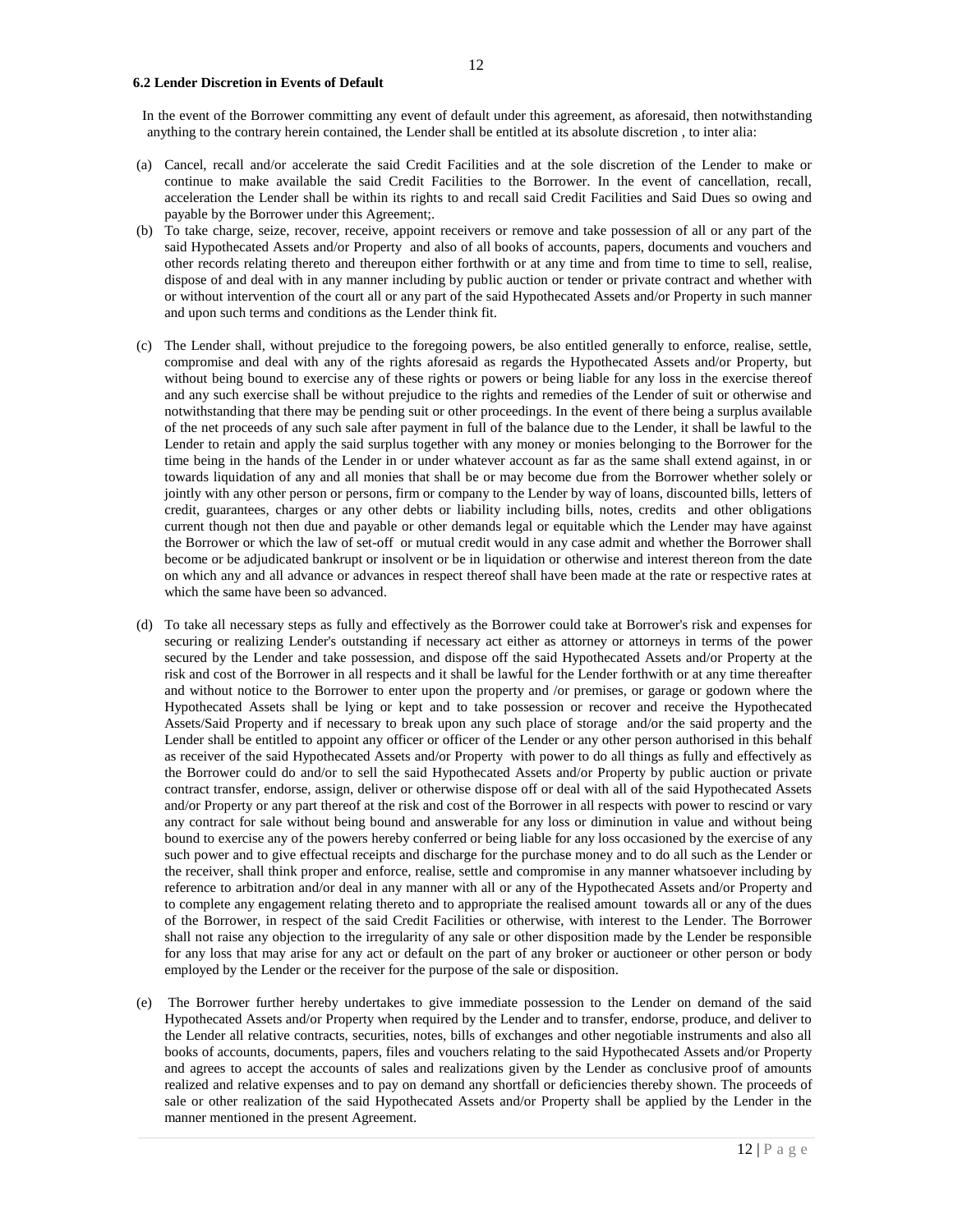**6.2 Lender Discretion in Events of Default**

In the event of the Borrower committing any event of default under this agreement, as aforesaid, then notwithstanding anything to the contrary herein contained, the Lender shall be entitled at its absolute discretion , to inter alia:

(a) Cancel, recall and/or accelerate the said Credit Facilities and at the sole discretion of the Lender to make or continue to make available the said Credit Facilities to the Borrower. In the event of cancellation, recall, acceleration the Lender shall be within its rights to and recall said Credit Facilities and Said Dues so owing and payable by the Borrower under this Agreement;.

(b) To take charge, seize, recover, receive, appoint receivers or remove and take possession of all or any part of the said Hypothecated Assets and/or Property and also of all books of accounts, papers, documents and vouchers and other records relating thereto and thereupon either forthwith or at any time and from time to time to sell, realise, dispose of and deal with in any manner including by public auction or tender or private contract and whether with or without intervention of the court all or any part of the said Hypothecated Assets and/or Property in such manner and upon such terms and conditions as the Lender think fit.

(c) The Lender shall, without prejudice to the foregoing powers, be also entitled generally to enforce, realise, settle, compromise and deal with any of the rights aforesaid as regards the Hypothecated Assets and/or Property, but without being bound to exercise any of these rights or powers or being liable for any loss in the exercise thereof and any such exercise shall be without prejudice to the rights and remedies of the Lender of suit or otherwise and notwithstanding that there may be pending suit or other proceedings. In the event of there being a surplus available of the net proceeds of any such sale after payment in full of the balance due to the Lender, it shall be lawful to the Lender to retain and apply the said surplus together with any money or monies belonging to the Borrower for the time being in the hands of the Lender in or under whatever account as far as the same shall extend against, in or towards liquidation of any and all monies that shall be or may become due from the Borrower whether solely or jointly with any other person or persons, firm or company to the Lender by way of loans, discounted bills, letters of credit, guarantees, charges or any other debts or liability including bills, notes, credits and other obligations current though not then due and payable or other demands legal or equitable which the Lender may have against the Borrower or which the law of set-off or mutual credit would in any case admit and whether the Borrower shall become or be adjudicated bankrupt or insolvent or be in liquidation or otherwise and interest thereon from the date on which any and all advance or advances in respect thereof shall have been made at the rate or respective rates at which the same have been so advanced.

(d) To take all necessary steps as fully and effectively as the Borrower could take at Borrower's risk and expenses for securing or realizing Lender's outstanding if necessary act either as attorney or attorneys in terms of the power secured by the Lender and take possession, and dispose off the said Hypothecated Assets and/or Property at the risk and cost of the Borrower in all respects and it shall be lawful for the Lender forthwith or at any time thereafter and without notice to the Borrower to enter upon the property and /or premises, or garage or godown where the Hypothecated Assets shall be lying or kept and to take possession or recover and receive the Hypothecated Assets/Said Property and if necessary to break upon any such place of storage and/or the said property and the Lender shall be entitled to appoint any officer or officer of the Lender or any other person authorised in this behalf as receiver of the said Hypothecated Assets and/or Property with power to do all things as fully and effectively as the Borrower could do and/or to sell the said Hypothecated Assets and/or Property by public auction or private contract transfer, endorse, assign, deliver or otherwise dispose off or deal with all of the said Hypothecated Assets and/or Property or any part thereof at the risk and cost of the Borrower in all respects with power to rescind or vary any contract for sale without being bound and answerable for any loss or diminution in value and without being bound to exercise any of the powers hereby conferred or being liable for any loss occasioned by the exercise of any such power and to give effectual receipts and discharge for the purchase money and to do all such as the Lender or the receiver, shall think proper and enforce, realise, settle and compromise in any manner whatsoever including by reference to arbitration and/or deal in any manner with all or any of the Hypothecated Assets and/or Property and to complete any engagement relating thereto and to appropriate the realised amount towards all or any of the dues of the Borrower, in respect of the said Credit Facilities or otherwise, with interest to the Lender. The Borrower shall not raise any objection to the irregularity of any sale or other disposition made by the Lender be responsible for any loss that may arise for any act or default on the part of any broker or auctioneer or other person or body employed by the Lender or the receiver for the purpose of the sale or disposition.

(e) The Borrower further hereby undertakes to give immediate possession to the Lender on demand of the said Hypothecated Assets and/or Property when required by the Lender and to transfer, endorse, produce, and deliver to the Lender all relative contracts, securities, notes, bills of exchanges and other negotiable instruments and also all books of accounts, documents, papers, files and vouchers relating to the said Hypothecated Assets and/or Property and agrees to accept the accounts of sales and realizations given by the Lender as conclusive proof of amounts realized and relative expenses and to pay on demand any shortfall or deficiencies thereby shown. The proceeds of sale or other realization of the said Hypothecated Assets and/or Property shall be applied by the Lender in the manner mentioned in the present Agreement.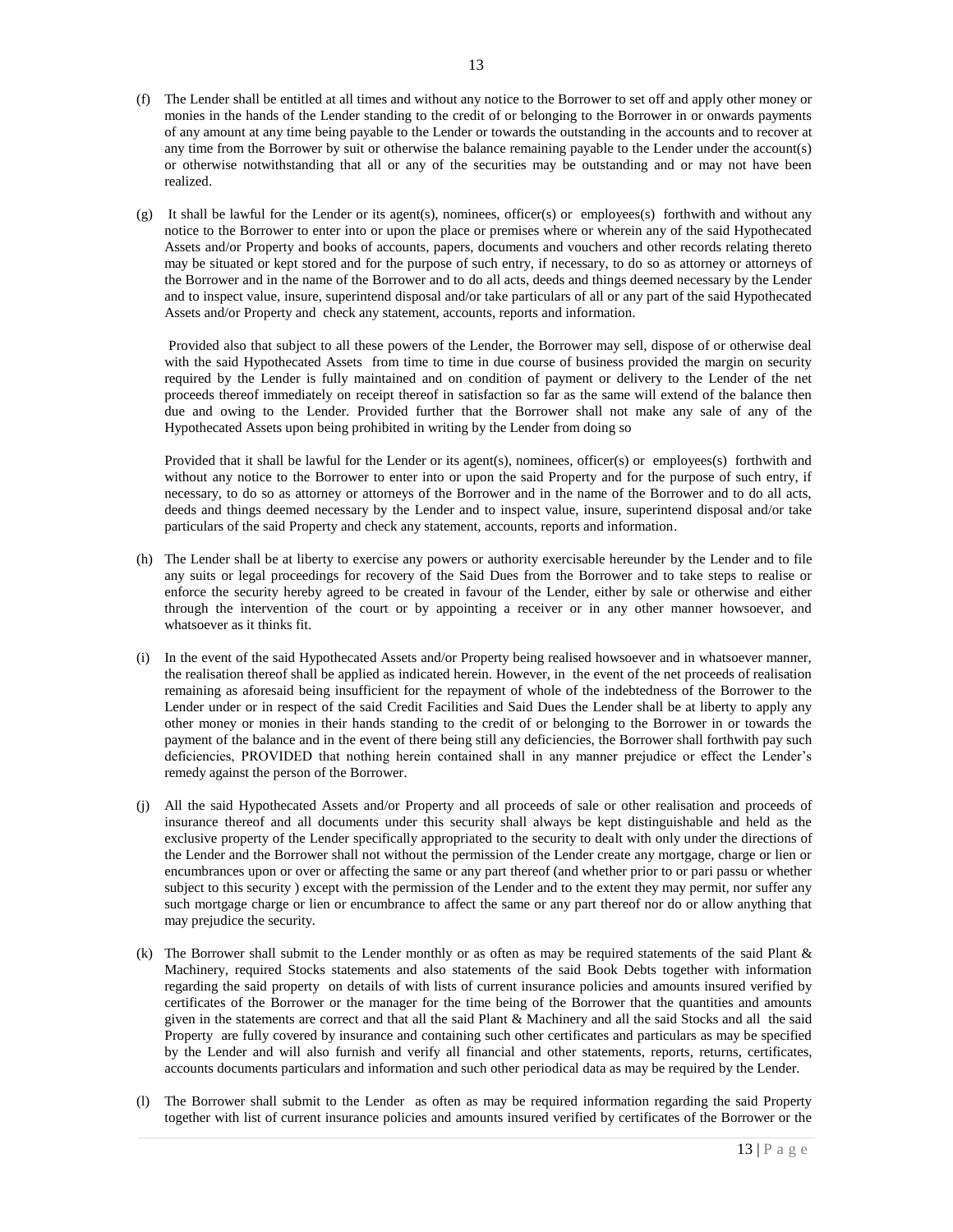(f) The Lender shall be entitled at all times and without any notice to the Borrower to set off and apply other money or monies in the hands of the Lender standing to the credit of or belonging to the Borrower in or onwards payments of any amount at any time being payable to the Lender or towards the outstanding in the accounts and to recover at any time from the Borrower by suit or otherwise the balance remaining payable to the Lender under the account(s) or otherwise notwithstanding that all or any of the securities may be outstanding and or may not have been realized.

(g) It shall be lawful for the Lender or its agent(s), nominees, officer(s) or employees(s) forthwith and without any notice to the Borrower to enter into or upon the place or premises where or wherein any of the said Hypothecated Assets and/or Property and books of accounts, papers, documents and vouchers and other records relating thereto may be situated or kept stored and for the purpose of such entry, if necessary, to do so as attorney or attorneys of the Borrower and in the name of the Borrower and to do all acts, deeds and things deemed necessary by the Lender and to inspect value, insure, superintend disposal and/or take particulars of all or any part of the said Hypothecated Assets and/or Property and check any statement, accounts, reports and information.

Provided also that subject to all these powers of the Lender, the Borrower may sell, dispose of or otherwise deal with the said Hypothecated Assets from time to time in due course of business provided the margin on security required by the Lender is fully maintained and on condition of payment or delivery to the Lender of the net proceeds thereof immediately on receipt thereof in satisfaction so far as the same will extend of the balance then due and owing to the Lender. Provided further that the Borrower shall not make any sale of any of the Hypothecated Assets upon being prohibited in writing by the Lender from doing so

Provided that it shall be lawful for the Lender or its agent(s), nominees, officer(s) or employees(s) forthwith and without any notice to the Borrower to enter into or upon the said Property and for the purpose of such entry, if necessary, to do so as attorney or attorneys of the Borrower and in the name of the Borrower and to do all acts, deeds and things deemed necessary by the Lender and to inspect value, insure, superintend disposal and/or take particulars of the said Property and check any statement, accounts, reports and information.

(h) The Lender shall be at liberty to exercise any powers or authority exercisable hereunder by the Lender and to file any suits or legal proceedings for recovery of the Said Dues from the Borrower and to take steps to realise or enforce the security hereby agreed to be created in favour of the Lender, either by sale or otherwise and either through the intervention of the court or by appointing a receiver or in any other manner howsoever, and whatsoever as it thinks fit.

(i) In the event of the said Hypothecated Assets and/or Property being realised howsoever and in whatsoever manner, the realisation thereof shall be applied as indicated herein. However, in the event of the net proceeds of realisation remaining as aforesaid being insufficient for the repayment of whole of the indebtedness of the Borrower to the Lender under or in respect of the said Credit Facilities and Said Dues the Lender shall be at liberty to apply any other money or monies in their hands standing to the credit of or belonging to the Borrower in or towards the payment of the balance and in the event of there being still any deficiencies, the Borrower shall forthwith pay such deficiencies, PROVIDED that nothing herein contained shall in any manner prejudice or effect the Lender's remedy against the person of the Borrower.

(j) All the said Hypothecated Assets and/or Property and all proceeds of sale or other realisation and proceeds of insurance thereof and all documents under this security shall always be kept distinguishable and held as the exclusive property of the Lender specifically appropriated to the security to dealt with only under the directions of the Lender and the Borrower shall not without the permission of the Lender create any mortgage, charge or lien or encumbrances upon or over or affecting the same or any part thereof (and whether prior to or pari passu or whether subject to this security ) except with the permission of the Lender and to the extent they may permit, nor suffer any such mortgage charge or lien or encumbrance to affect the same or any part thereof nor do or allow anything that may prejudice the security.

(k) The Borrower shall submit to the Lender monthly or as often as may be required statements of the said Plant & Machinery, required Stocks statements and also statements of the said Book Debts together with information regarding the said property on details of with lists of current insurance policies and amounts insured verified by certificates of the Borrower or the manager for the time being of the Borrower that the quantities and amounts given in the statements are correct and that all the said Plant & Machinery and all the said Stocks and all the said Property are fully covered by insurance and containing such other certificates and particulars as may be specified by the Lender and will also furnish and verify all financial and other statements, reports, returns, certificates, accounts documents particulars and information and such other periodical data as may be required by the Lender.

(l) The Borrower shall submit to the Lender as often as may be required information regarding the said Property together with list of current insurance policies and amounts insured verified by certificates of the Borrower or the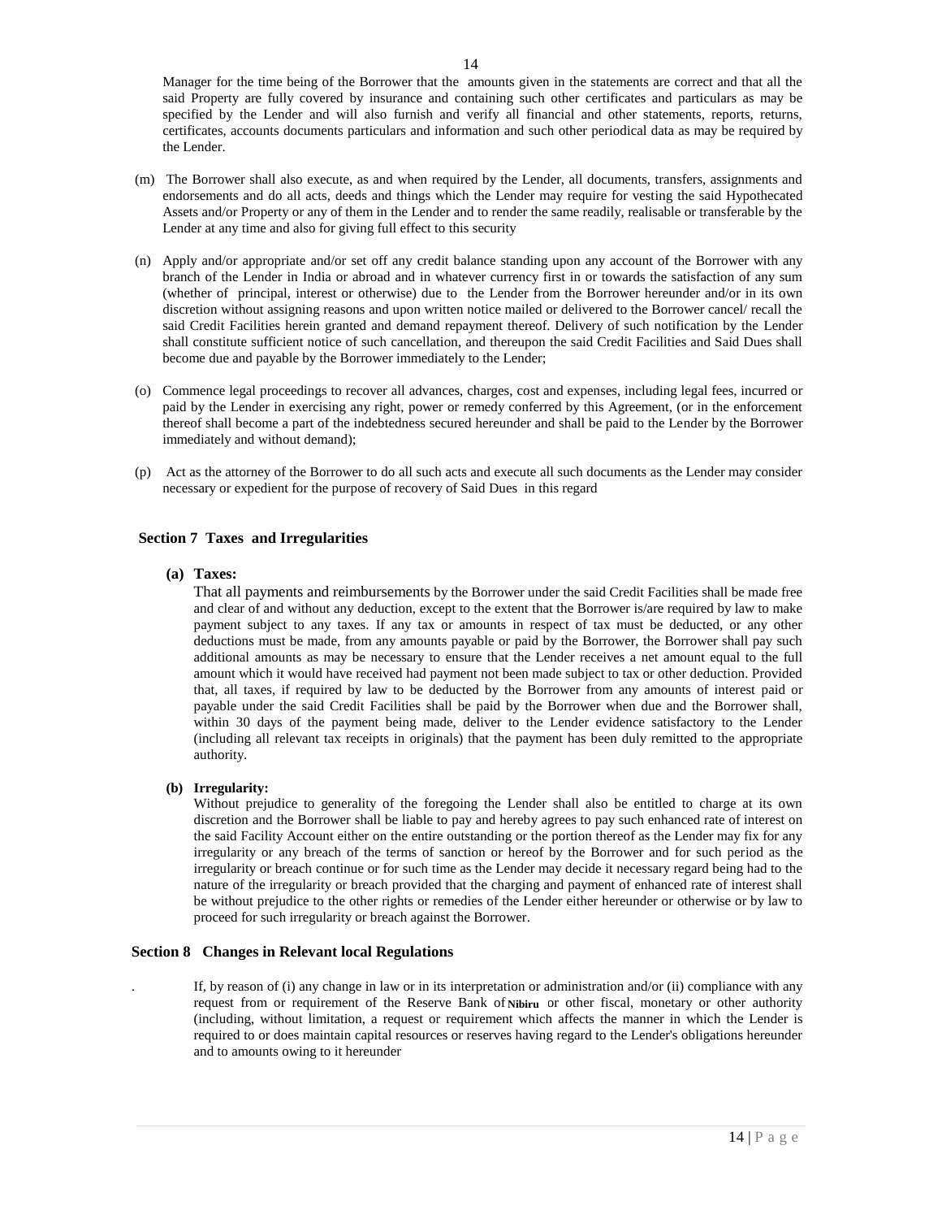Manager for the time being of the Borrower that the amounts given in the statements are correct and that all the said Property are fully covered by insurance and containing such other certificates and particulars as may be specified by the Lender and will also furnish and verify all financial and other statements, reports, returns, certificates, accounts documents particulars and information and such other periodical data as may be required by the Lender.

(m) The Borrower shall also execute, as and when required by the Lender, all documents, transfers, assignments and endorsements and do all acts, deeds and things which the Lender may require for vesting the said Hypothecated Assets and/or Property or any of them in the Lender and to render the same readily, realisable or transferable by the Lender at any time and also for giving full effect to this security

(n) Apply and/or appropriate and/or set off any credit balance standing upon any account of the Borrower with any branch of the Lender in India or abroad and in whatever currency first in or towards the satisfaction of any sum (whether of principal, interest or otherwise) due to the Lender from the Borrower hereunder and/or in its own discretion without assigning reasons and upon written notice mailed or delivered to the Borrower cancel/ recall the said Credit Facilities herein granted and demand repayment thereof. Delivery of such notification by the Lender shall constitute sufficient notice of such cancellation, and thereupon the said Credit Facilities and Said Dues shall become due and payable by the Borrower immediately to the Lender;

(o) Commence legal proceedings to recover all advances, charges, cost and expenses, including legal fees, incurred or paid by the Lender in exercising any right, power or remedy conferred by this Agreement, (or in the enforcement thereof shall become a part of the indebtedness secured hereunder and shall be paid to the Lender by the Borrower immediately and without demand);

(p) Act as the attorney of the Borrower to do all such acts and execute all such documents as the Lender may consider necessary or expedient for the purpose of recovery of Said Dues in this regard

## Section 7 Taxes and Irregularities

**(a) Taxes:**

That all payments and reimbursements by the Borrower under the said Credit Facilities shall be made free and clear of and without any deduction, except to the extent that the Borrower is/are required by law to make payment subject to any taxes. If any tax or amounts in respect of tax must be deducted, or any other deductions must be made, from any amounts payable or paid by the Borrower, the Borrower shall pay such additional amounts as may be necessary to ensure that the Lender receives a net amount equal to the full amount which it would have received had payment not been made subject to tax or other deduction. Provided that, all taxes, if required by law to be deducted by the Borrower from any amounts of interest paid or payable under the said Credit Facilities shall be paid by the Borrower when due and the Borrower shall, within 30 days of the payment being made, deliver to the Lender evidence satisfactory to the Lender (including all relevant tax receipts in originals) that the payment has been duly remitted to the appropriate authority.

**(b) Irregularity:**

Without prejudice to generality of the foregoing the Lender shall also be entitled to charge at its own discretion and the Borrower shall be liable to pay and hereby agrees to pay such enhanced rate of interest on the said Facility Account either on the entire outstanding or the portion thereof as the Lender may fix for any irregularity or any breach of the terms of sanction or hereof by the Borrower and for such period as the irregularity or breach continue or for such time as the Lender may decide it necessary regard being had to the nature of the irregularity or breach provided that the charging and payment of enhanced rate of interest shall be without prejudice to the other rights or remedies of the Lender either hereunder or otherwise or by law to proceed for such irregularity or breach against the Borrower.

## Section 8 Changes in Relevant local Regulations

. If, by reason of (i) any change in law or in its interpretation or administration and/or (ii) compliance with any request from or requirement of the Reserve Bank of **Nibiru** or other fiscal, monetary or other authority (including, without limitation, a request or requirement which affects the manner in which the Lender is required to or does maintain capital resources or reserves having regard to the Lender's obligations hereunder and to amounts owing to it hereunder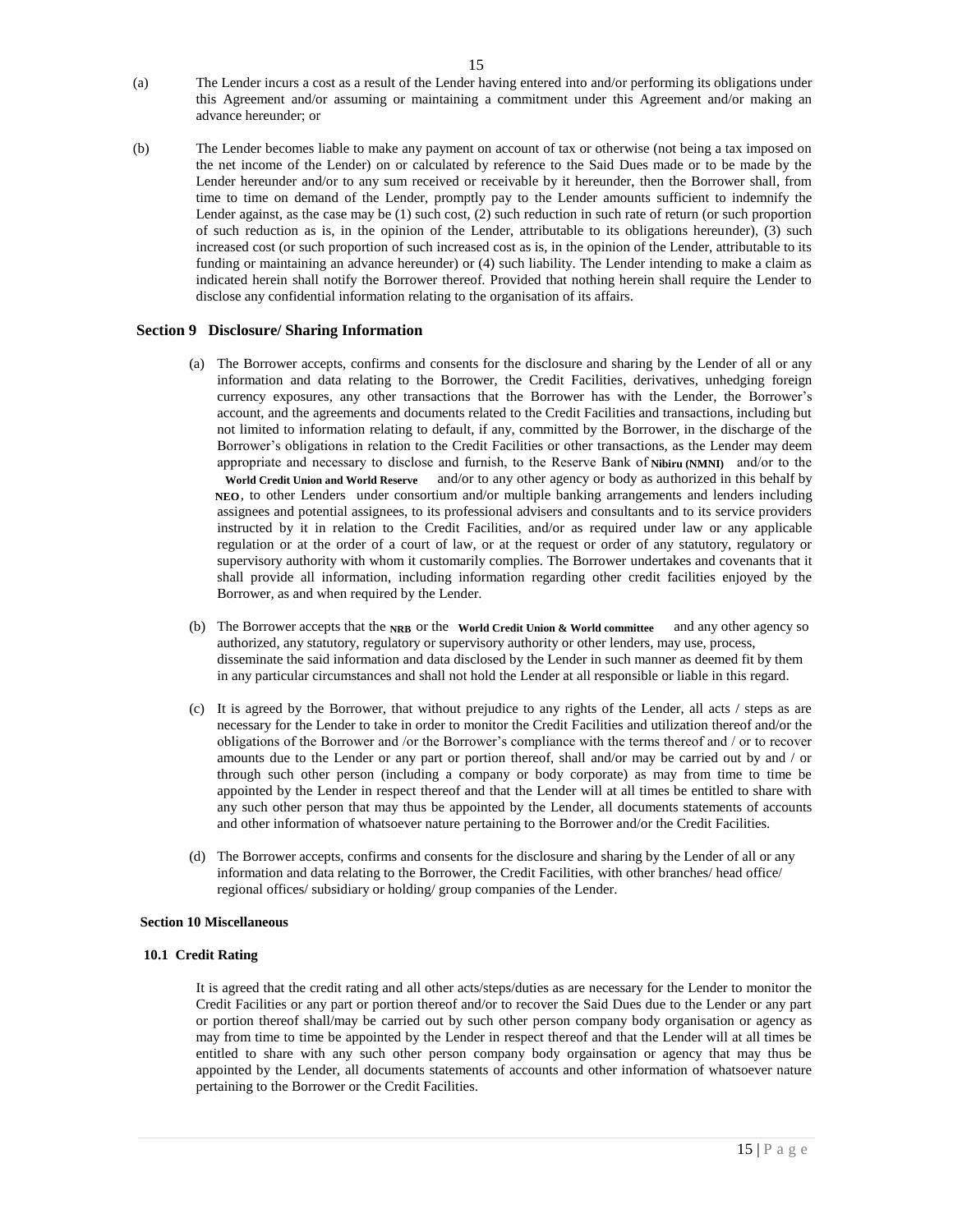(a) The Lender incurs a cost as a result of the Lender having entered into and/or performing its obligations under this Agreement and/or assuming or maintaining a commitment under this Agreement and/or making an advance hereunder; or

(b) The Lender becomes liable to make any payment on account of tax or otherwise (not being a tax imposed on the net income of the Lender) on or calculated by reference to the Said Dues made or to be made by the Lender hereunder and/or to any sum received or receivable by it hereunder, then the Borrower shall, from time to time on demand of the Lender, promptly pay to the Lender amounts sufficient to indemnify the Lender against, as the case may be (1) such cost, (2) such reduction in such rate of return (or such proportion of such reduction as is, in the opinion of the Lender, attributable to its obligations hereunder), (3) such increased cost (or such proportion of such increased cost as is, in the opinion of the Lender, attributable to its funding or maintaining an advance hereunder) or (4) such liability. The Lender intending to make a claim as indicated herein shall notify the Borrower thereof. Provided that nothing herein shall require the Lender to disclose any confidential information relating to the organisation of its affairs.

## Section 9 Disclosure/ Sharing Information

(a) The Borrower accepts, confirms and consents for the disclosure and sharing by the Lender of all or any information and data relating to the Borrower, the Credit Facilities, derivatives, unhedging foreign currency exposures, any other transactions that the Borrower has with the Lender, the Borrower's account, and the agreements and documents related to the Credit Facilities and transactions, including but not limited to information relating to default, if any, committed by the Borrower, in the discharge of the Borrower's obligations in relation to the Credit Facilities or other transactions, as the Lender may deem appropriate and necessary to disclose and furnish, to the Reserve Bank of **Nibiru (NMNI)** and/or to the **World Credit Union and World Reserve** and/or to any other agency or body as authorized in this behalf by **NEO**, to other Lenders under consortium and/or multiple banking arrangements and lenders including assignees and potential assignees, to its professional advisers and consultants and to its service providers instructed by it in relation to the Credit Facilities, and/or as required under law or any applicable regulation or at the order of a court of law, or at the request or order of any statutory, regulatory or supervisory authority with whom it customarily complies. The Borrower undertakes and covenants that it shall provide all information, including information regarding other credit facilities enjoyed by the Borrower, as and when required by the Lender.

(b) The Borrower accepts that the **NRB** or the **World Credit Union & World committee** and any other agency so authorized, any statutory, regulatory or supervisory authority or other lenders, may use, process, disseminate the said information and data disclosed by the Lender in such manner as deemed fit by them in any particular circumstances and shall not hold the Lender at all responsible or liable in this regard.

(c) It is agreed by the Borrower, that without prejudice to any rights of the Lender, all acts / steps as are necessary for the Lender to take in order to monitor the Credit Facilities and utilization thereof and/or the obligations of the Borrower and /or the Borrower's compliance with the terms thereof and / or to recover amounts due to the Lender or any part or portion thereof, shall and/or may be carried out by and / or through such other person (including a company or body corporate) as may from time to time be appointed by the Lender in respect thereof and that the Lender will at all times be entitled to share with any such other person that may thus be appointed by the Lender, all documents statements of accounts and other information of whatsoever nature pertaining to the Borrower and/or the Credit Facilities.

(d) The Borrower accepts, confirms and consents for the disclosure and sharing by the Lender of all or any information and data relating to the Borrower, the Credit Facilities, with other branches/ head office/ regional offices/ subsidiary or holding/ group companies of the Lender.

## Section 10 Miscellaneous

### 10.1 Credit Rating

It is agreed that the credit rating and all other acts/steps/duties as are necessary for the Lender to monitor the Credit Facilities or any part or portion thereof and/or to recover the Said Dues due to the Lender or any part or portion thereof shall/may be carried out by such other person company body organisation or agency as may from time to time be appointed by the Lender in respect thereof and that the Lender will at all times be entitled to share with any such other person company body orgainsation or agency that may thus be appointed by the Lender, all documents statements of accounts and other information of whatsoever nature pertaining to the Borrower or the Credit Facilities.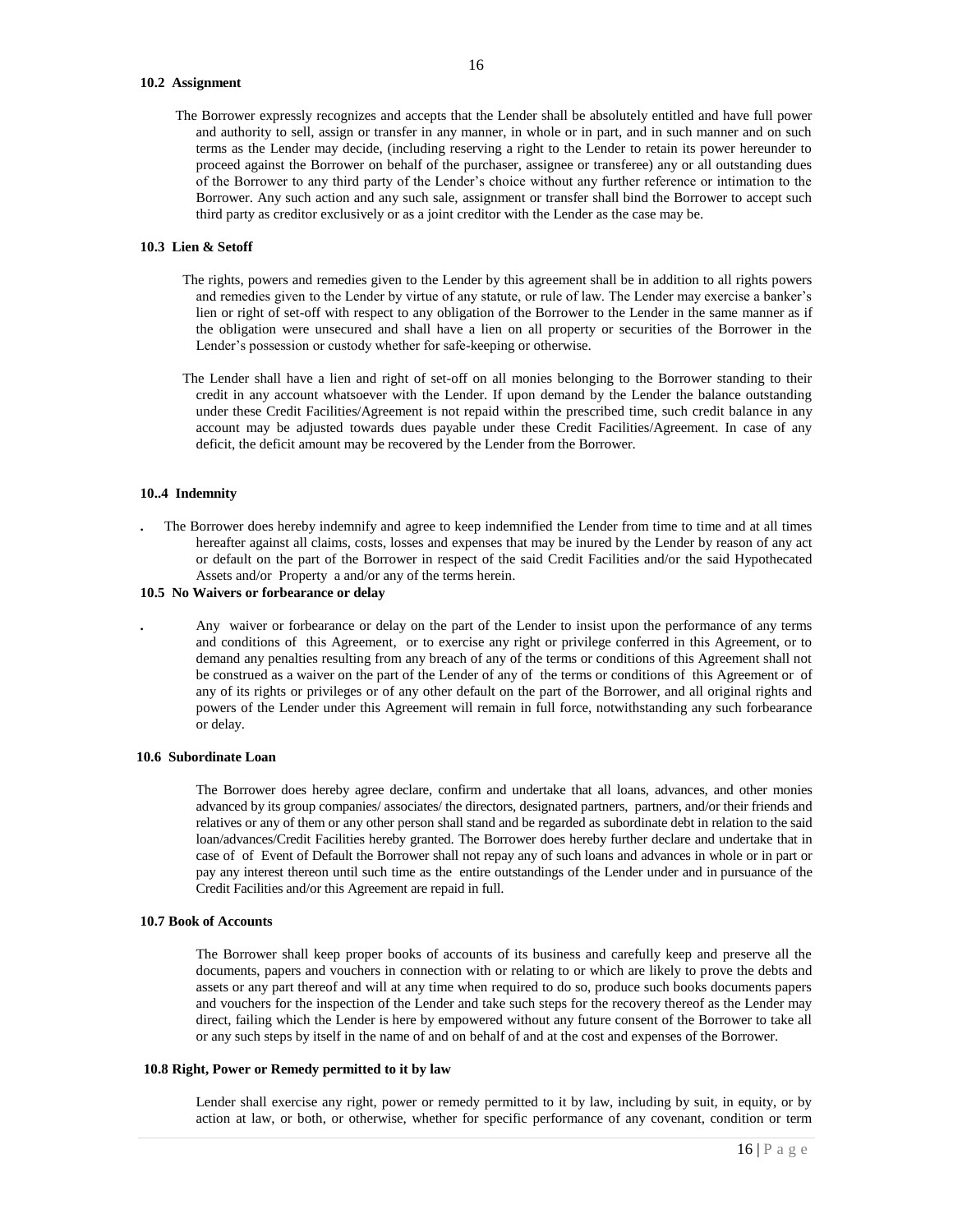#### 10.2 Assignment

The Borrower expressly recognizes and accepts that the Lender shall be absolutely entitled and have full power and authority to sell, assign or transfer in any manner, in whole or in part, and in such manner and on such terms as the Lender may decide, (including reserving a right to the Lender to retain its power hereunder to proceed against the Borrower on behalf of the purchaser, assignee or transferee) any or all outstanding dues of the Borrower to any third party of the Lender's choice without any further reference or intimation to the Borrower. Any such action and any such sale, assignment or transfer shall bind the Borrower to accept such third party as creditor exclusively or as a joint creditor with the Lender as the case may be.

#### 10.3 Lien & Setoff

The rights, powers and remedies given to the Lender by this agreement shall be in addition to all rights powers and remedies given to the Lender by virtue of any statute, or rule of law. The Lender may exercise a banker's lien or right of set-off with respect to any obligation of the Borrower to the Lender in the same manner as if the obligation were unsecured and shall have a lien on all property or securities of the Borrower in the Lender's possession or custody whether for safe-keeping or otherwise.

The Lender shall have a lien and right of set-off on all monies belonging to the Borrower standing to their credit in any account whatsoever with the Lender. If upon demand by the Lender the balance outstanding under these Credit Facilities/Agreement is not repaid within the prescribed time, such credit balance in any account may be adjusted towards dues payable under these Credit Facilities/Agreement. In case of any deficit, the deficit amount may be recovered by the Lender from the Borrower.

#### 10..4 Indemnity

. The Borrower does hereby indemnify and agree to keep indemnified the Lender from time to time and at all times hereafter against all claims, costs, losses and expenses that may be inured by the Lender by reason of any act or default on the part of the Borrower in respect of the said Credit Facilities and/or the said Hypothecated Assets and/or Property a and/or any of the terms herein.

#### 10.5 No Waivers or forbearance or delay

. Any waiver or forbearance or delay on the part of the Lender to insist upon the performance of any terms and conditions of this Agreement, or to exercise any right or privilege conferred in this Agreement, or to demand any penalties resulting from any breach of any of the terms or conditions of this Agreement shall not be construed as a waiver on the part of the Lender of any of the terms or conditions of this Agreement or of any of its rights or privileges or of any other default on the part of the Borrower, and all original rights and powers of the Lender under this Agreement will remain in full force, notwithstanding any such forbearance or delay.

#### 10.6 Subordinate Loan

The Borrower does hereby agree declare, confirm and undertake that all loans, advances, and other monies advanced by its group companies/ associates/ the directors, designated partners, partners, and/or their friends and relatives or any of them or any other person shall stand and be regarded as subordinate debt in relation to the said loan/advances/Credit Facilities hereby granted. The Borrower does hereby further declare and undertake that in case of of Event of Default the Borrower shall not repay any of such loans and advances in whole or in part or pay any interest thereon until such time as the entire outstandings of the Lender under and in pursuance of the Credit Facilities and/or this Agreement are repaid in full.

#### 10.7 Book of Accounts

The Borrower shall keep proper books of accounts of its business and carefully keep and preserve all the documents, papers and vouchers in connection with or relating to or which are likely to prove the debts and assets or any part thereof and will at any time when required to do so, produce such books documents papers and vouchers for the inspection of the Lender and take such steps for the recovery thereof as the Lender may direct, failing which the Lender is here by empowered without any future consent of the Borrower to take all or any such steps by itself in the name of and on behalf of and at the cost and expenses of the Borrower.

#### 10.8 Right, Power or Remedy permitted to it by law

Lender shall exercise any right, power or remedy permitted to it by law, including by suit, in equity, or by action at law, or both, or otherwise, whether for specific performance of any covenant, condition or term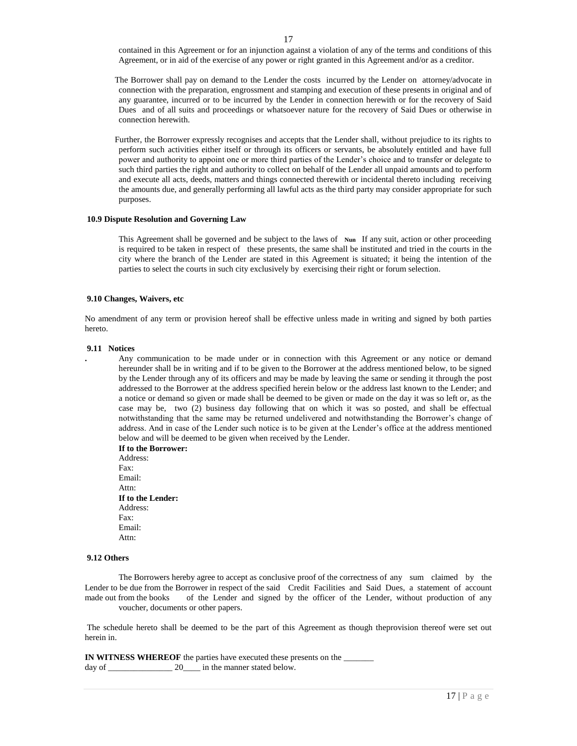contained in this Agreement or for an injunction against a violation of any of the terms and conditions of this Agreement, or in aid of the exercise of any power or right granted in this Agreement and/or as a creditor.

The Borrower shall pay on demand to the Lender the costs incurred by the Lender on attorney/advocate in connection with the preparation, engrossment and stamping and execution of these presents in original and of any guarantee, incurred or to be incurred by the Lender in connection herewith or for the recovery of Said Dues and of all suits and proceedings or whatsoever nature for the recovery of Said Dues or otherwise in connection herewith.

Further, the Borrower expressly recognises and accepts that the Lender shall, without prejudice to its rights to perform such activities either itself or through its officers or servants, be absolutely entitled and have full power and authority to appoint one or more third parties of the Lender's choice and to transfer or delegate to such third parties the right and authority to collect on behalf of the Lender all unpaid amounts and to perform and execute all acts, deeds, matters and things connected therewith or incidental thereto including receiving the amounts due, and generally performing all lawful acts as the third party may consider appropriate for such purposes.

**10.9 Dispute Resolution and Governing Law**

This Agreement shall be governed and be subject to the laws of **Nun** If any suit, action or other proceeding is required to be taken in respect of these presents, the same shall be instituted and tried in the courts in the city where the branch of the Lender are stated in this Agreement is situated; it being the intention of the parties to select the courts in such city exclusively by exercising their right or forum selection.

**9.10 Changes, Waivers, etc**

No amendment of any term or provision hereof shall be effective unless made in writing and signed by both parties hereto.

**9.11 Notices**

Any communication to be made under or in connection with this Agreement or any notice or demand hereunder shall be in writing and if to be given to the Borrower at the address mentioned below, to be signed by the Lender through any of its officers and may be made by leaving the same or sending it through the post addressed to the Borrower at the address specified herein below or the address last known to the Lender; and a notice or demand so given or made shall be deemed to be given or made on the day it was so left or, as the case may be, two (2) business day following that on which it was so posted, and shall be effectual notwithstanding that the same may be returned undelivered and notwithstanding the Borrower's change of address. And in case of the Lender such notice is to be given at the Lender's office at the address mentioned below and will be deemed to be given when received by the Lender.

**If to the Borrower:**
Address:
Fax:
Email:
Attn:

**If to the Lender:**
Address:
Fax:
Email:
Attn:

**9.12 Others**

The Borrowers hereby agree to accept as conclusive proof of the correctness of any sum claimed by the Lender to be due from the Borrower in respect of the said Credit Facilities and Said Dues, a statement of account made out from the books of the Lender and signed by the officer of the Lender, without production of any voucher, documents or other papers.

The schedule hereto shall be deemed to be the part of this Agreement as though theprovision thereof were set out herein in.

**IN WITNESS WHEREOF** the parties have executed these presents on the _______ day of _______________ 20____ in the manner stated below.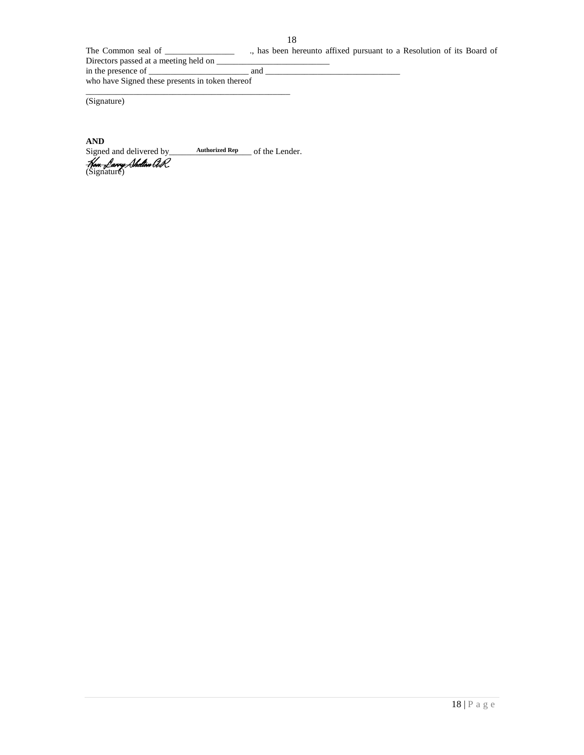The Common seal of ________________ ., has been hereunto affixed pursuant to a Resolution of its Board of Directors passed at a meeting held on __________________________
in the presence of _______________________ and _______________________________
who have Signed these presents in token thereof

_______________________________________________
(Signature)

**AND**
Signed and delivered by___**Authorized Rep**___ of the Lender.
*Hon. Larry Shelton A.R.*
(Signature)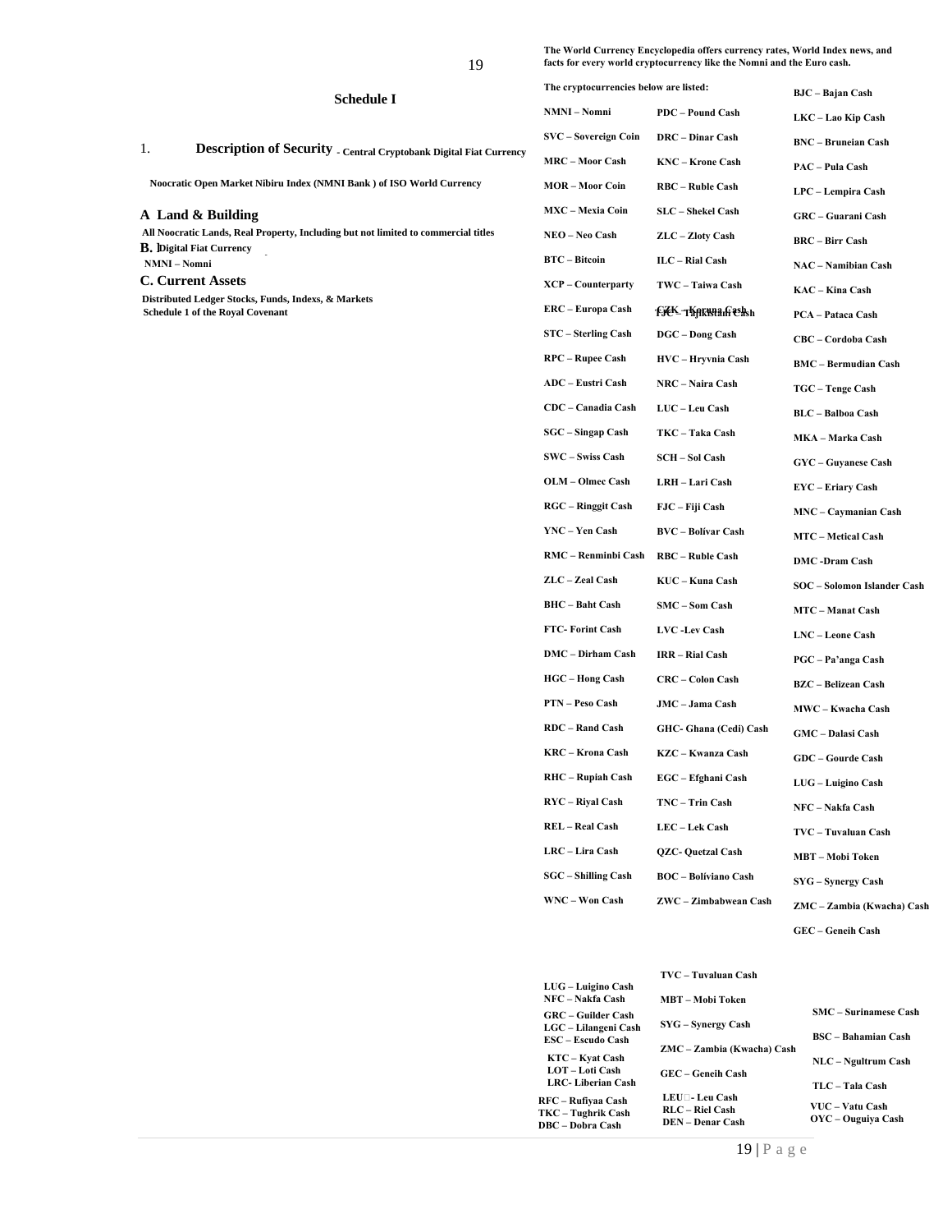## Schedule I

1. **Description of Security** - **Central Cryptobank Digital Fiat Currency**

**Noocratic Open Market Nibiru Index (NMNI Bank ) of ISO World Currency**

### A Land & Building

**All Noocratic Lands, Real Property, Including but not limited to commercial titles**

### B. Digital Fiat Currency

**NMNI – Nomni**

### C. Current Assets

**Distributed Ledger Stocks, Funds, Indexs, & Markets**
**Schedule 1 of the Royal Covenant**

**The World Currency Encyclopedia offers currency rates, World Index news, and facts for every world cryptocurrency like the Nomni and the Euro cash.**

**The cryptocurrencies below are listed:**

| | | |
|---|---|---|
| NMNI – Nomni | PDC – Pound Cash | BJC – Bajan Cash |
| SVC – Sovereign Coin | DRC – Dinar Cash | LKC – Lao Kip Cash |
| MRC – Moor Cash | KNC – Krone Cash | BNC – Bruneian Cash |
| MOR – Moor Coin | RBC – Ruble Cash | PAC – Pula Cash |
| MXC – Mexia Coin | SLC – Shekel Cash | LPC – Lempira Cash |
| NEO – Neo Cash | ZLC – Zloty Cash | GRC – Guarani Cash |
| BTC – Bitcoin | ILC – Rial Cash | BRC – Birr Cash |
| XCP – Counterparty | TWC – Taiwa Cash | NAC – Namibian Cash |
| ERC – Europa Cash | CZK – Koruna Cash / TJC – Tajikistani Cash | KAC – Kina Cash |
| STC – Sterling Cash | DGC – Dong Cash | PCA – Pataca Cash |
| RPC – Rupee Cash | HVC – Hryvnia Cash | CBC – Cordoba Cash |
| ADC – Eustri Cash | NRC – Naira Cash | BMC – Bermudian Cash |
| CDC – Canadia Cash | LUC – Leu Cash | TGC – Tenge Cash |
| SGC – Singap Cash | TKC – Taka Cash | BLC – Balboa Cash |
| SWC – Swiss Cash | SCH – Sol Cash | MKA – Marka Cash |
| OLM – Olmec Cash | LRH – Lari Cash | GYC – Guyanese Cash |
| RGC – Ringgit Cash | FJC – Fiji Cash | EYC – Eriary Cash |
| YNC – Yen Cash | BVC – Bolívar Cash | MNC – Caymanian Cash |
| RMC – Renminbi Cash | RBC – Ruble Cash | MTC – Metical Cash |
| ZLC – Zeal Cash | KUC – Kuna Cash | DMC -Dram Cash |
| BHC – Baht Cash | SMC – Som Cash | SOC – Solomon Islander Cash |
| FTC- Forint Cash | LVC -Lev Cash | MTC – Manat Cash |
| DMC – Dirham Cash | IRR – Rial Cash | LNC – Leone Cash |
| HGC – Hong Cash | CRC – Colon Cash | PGC – Pa'anga Cash |
| PTN – Peso Cash | JMC – Jama Cash | BZC – Belizean Cash |
| RDC – Rand Cash | GHC- Ghana (Cedi) Cash | MWC – Kwacha Cash |
| KRC – Krona Cash | KZC – Kwanza Cash | GMC – Dalasi Cash |
| RHC – Rupiah Cash | EGC – Efghani Cash | GDC – Gourde Cash |
| RYC – Riyal Cash | TNC – Trin Cash | LUG – Luigino Cash |
| REL – Real Cash | LEC – Lek Cash | NFC – Nakfa Cash |
| LRC – Lira Cash | QZC- Quetzal Cash | TVC – Tuvaluan Cash |
| SGC – Shilling Cash | BOC – Boliviano Cash | MBT – Mobi Token |
| WNC – Won Cash | ZWC – Zimbabwean Cash | SYG – Synergy Cash |
| | | ZMC – Zambia (Kwacha) Cash |
| | | GEC – Geneih Cash |

| | | |
|---|---|---|
| LUG – Luigino Cash | TVC – Tuvaluan Cash | SMC – Surinamese Cash |
| NFC – Nakfa Cash | MBT – Mobi Token | BSC – Bahamian Cash |
| GRC – Guilder Cash | SYG – Synergy Cash | NLC – Ngultrum Cash |
| LGC – Lilangeni Cash | ZMC – Zambia (Kwacha) Cash | TLC – Tala Cash |
| ESC – Escudo Cash | GEC – Geneih Cash | VUC – Vatu Cash |
| KTC – Kyat Cash | LEU - Leu Cash | OYC – Ouguiya Cash |
| LOT – Loti Cash | RLC – Riel Cash | |
| LRC- Liberian Cash | DEN – Denar Cash | |
| RFC – Rufiyaa Cash | | |
| TKC – Tughrik Cash | | |
| DBC – Dobra Cash | | |